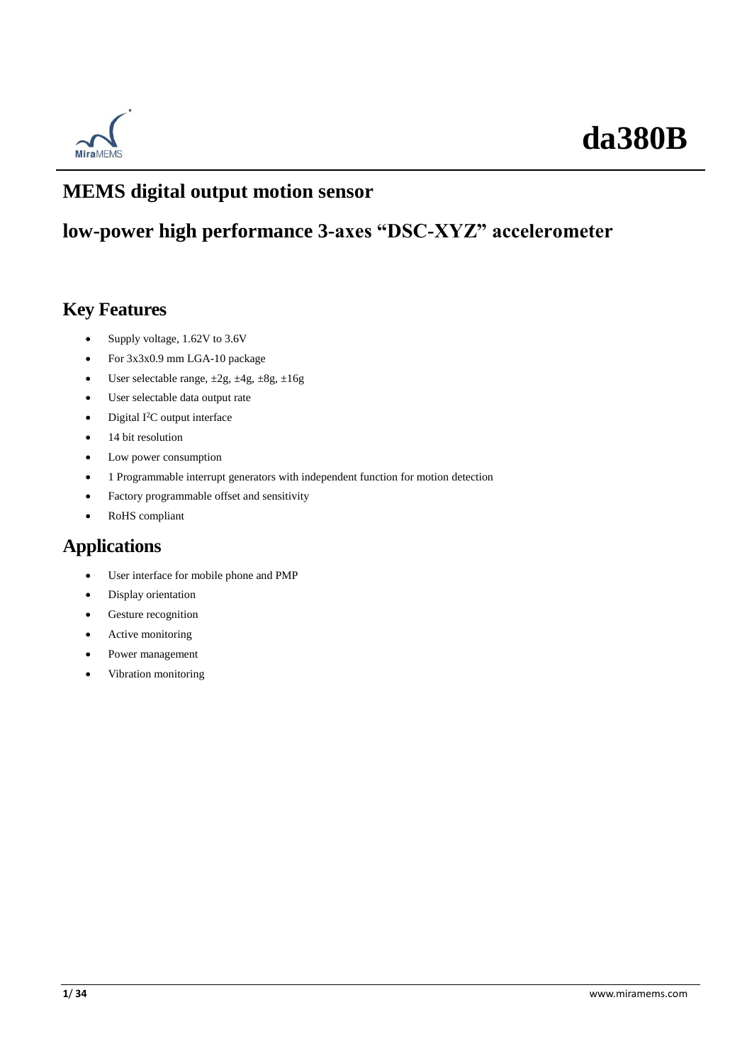# da380B

## MEMS digital output motion sensor

## low-power high performance 3-axes "DSC-XYZ" accelerometer

### Key Features

- Supply voltage, 1.62V to 3.6V
- For 3x3x0.9 mm LGA-10 package
- User selectable range, ±2g, ±4g, ±8g, ±16g
- User selectable data output rate
- Digital I²C output interface
- 14 bit resolution
- Low power consumption
- 1 Programmable interrupt generators with independent function for motion detection
- Factory programmable offset and sensitivity
- RoHS compliant

### Applications

- User interface for mobile phone and PMP
- Display orientation
- Gesture recognition
- Active monitoring
- Power management
- Vibration monitoring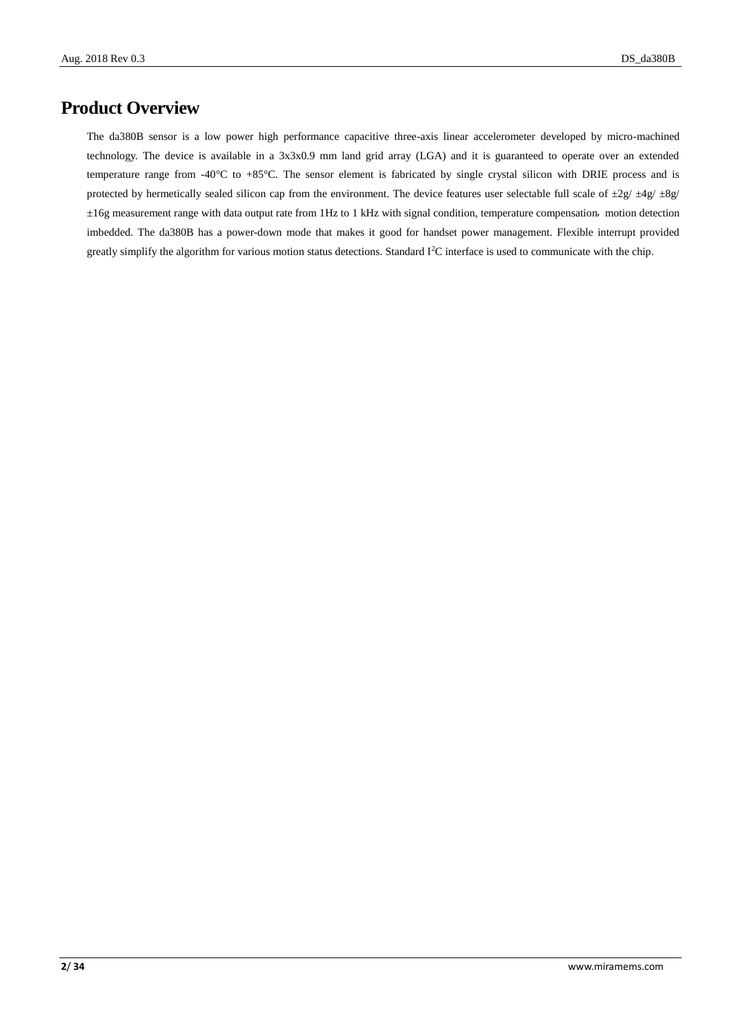# Product Overview

The da380B sensor is a low power high performance capacitive three-axis linear accelerometer developed by micro-machined technology. The device is available in a 3x3x0.9 mm land grid array (LGA) and it is guaranteed to operate over an extended temperature range from -40°C to +85°C. The sensor element is fabricated by single crystal silicon with DRIE process and is protected by hermetically sealed silicon cap from the environment. The device features user selectable full scale of ±2g/ ±4g/ ±8g/ ±16g measurement range with data output rate from 1Hz to 1 kHz with signal condition, temperature compensation, motion detection imbedded. The da380B has a power-down mode that makes it good for handset power management. Flexible interrupt provided greatly simplify the algorithm for various motion status detections. Standard $I^2C$ interface is used to communicate with the chip.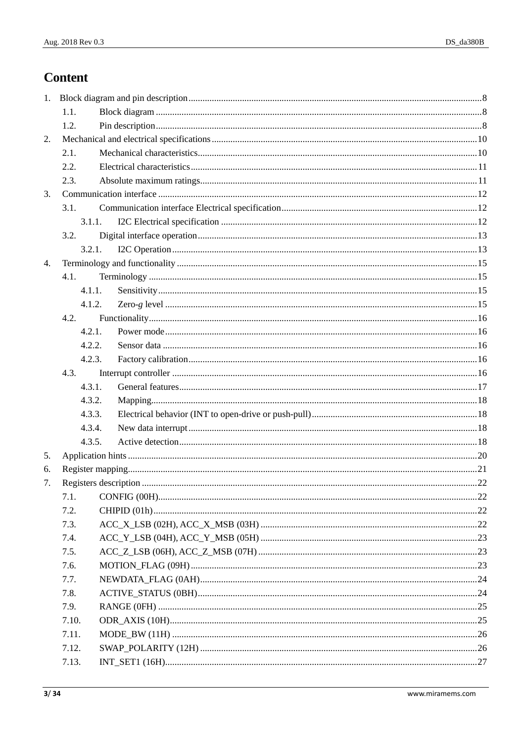# Content

1. Block diagram and pin description ........ 8
    - 1.1. Block diagram ........ 8
    - 1.2. Pin description ........ 8
2. Mechanical and electrical specifications ........ 10
    - 2.1. Mechanical characteristics ........ 10
    - 2.2. Electrical characteristics ........ 11
    - 2.3. Absolute maximum ratings ........ 11
3. Communication interface ........ 12
    - 3.1. Communication interface Electrical specification ........ 12
        - 3.1.1. I2C Electrical specification ........ 12
    - 3.2. Digital interface operation ........ 13
        - 3.2.1. I2C Operation ........ 13
4. Terminology and functionality ........ 15
    - 4.1. Terminology ........ 15
        - 4.1.1. Sensitivity ........ 15
        - 4.1.2. Zero-*g* level ........ 15
    - 4.2. Functionality ........ 16
        - 4.2.1. Power mode ........ 16
        - 4.2.2. Sensor data ........ 16
        - 4.2.3. Factory calibration ........ 16
    - 4.3. Interrupt controller ........ 16
        - 4.3.1. General features ........ 17
        - 4.3.2. Mapping ........ 18
        - 4.3.3. Electrical behavior (INT to open-drive or push-pull) ........ 18
        - 4.3.4. New data interrupt ........ 18
        - 4.3.5. Active detection ........ 18
5. Application hints ........ 20
6. Register mapping ........ 21
7. Registers description ........ 22
    - 7.1. CONFIG (00H) ........ 22
    - 7.2. CHIPID (01h) ........ 22
    - 7.3. ACC_X_LSB (02H), ACC_X_MSB (03H) ........ 22
    - 7.4. ACC_Y_LSB (04H), ACC_Y_MSB (05H) ........ 23
    - 7.5. ACC_Z_LSB (06H), ACC_Z_MSB (07H) ........ 23
    - 7.6. MOTION_FLAG (09H) ........ 23
    - 7.7. NEWDATA_FLAG (0AH) ........ 24
    - 7.8. ACTIVE_STATUS (0BH) ........ 24
    - 7.9. RANGE (0FH) ........ 25
    - 7.10. ODR_AXIS (10H) ........ 25
    - 7.11. MODE_BW (11H) ........ 26
    - 7.12. SWAP_POLARITY (12H) ........ 26
    - 7.13. INT_SET1 (16H) ........ 27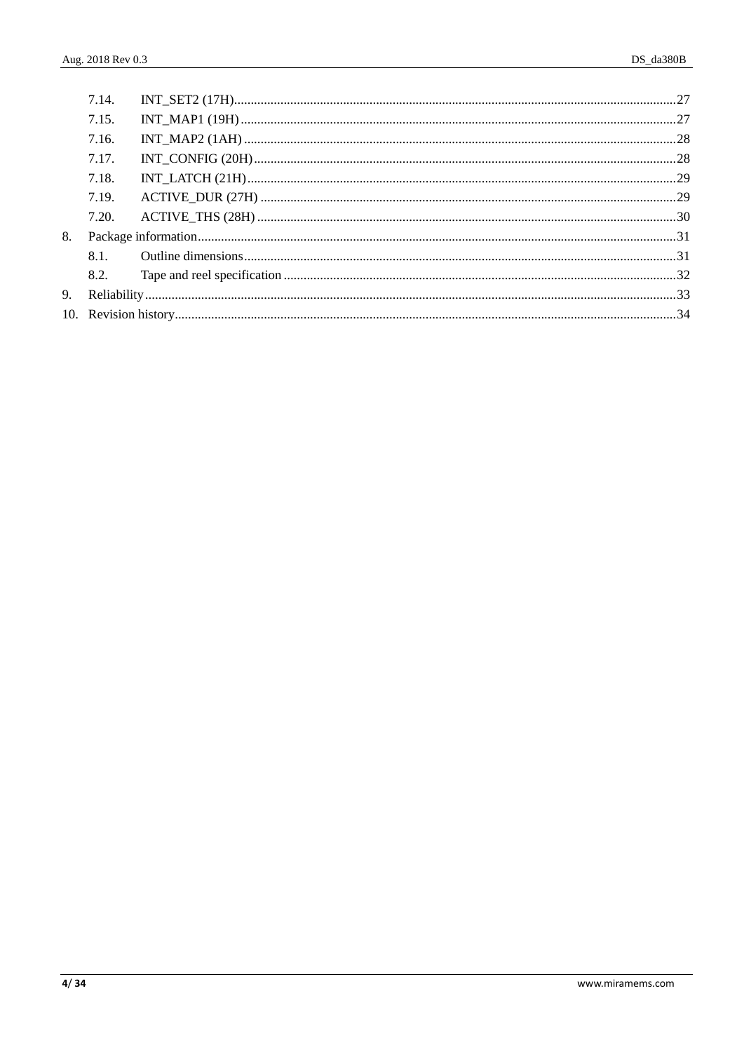- 7.14. INT_SET2 (17H) ..... 27
- 7.15. INT_MAP1 (19H) ..... 27
- 7.16. INT_MAP2 (1AH) ..... 28
- 7.17. INT_CONFIG (20H) ..... 28
- 7.18. INT_LATCH (21H) ..... 29
- 7.19. ACTIVE_DUR (27H) ..... 29
- 7.20. ACTIVE_THS (28H) ..... 30

8. Package information ..... 31
   - 8.1. Outline dimensions ..... 31
   - 8.2. Tape and reel specification ..... 32
9. Reliability ..... 33
10. Revision history ..... 34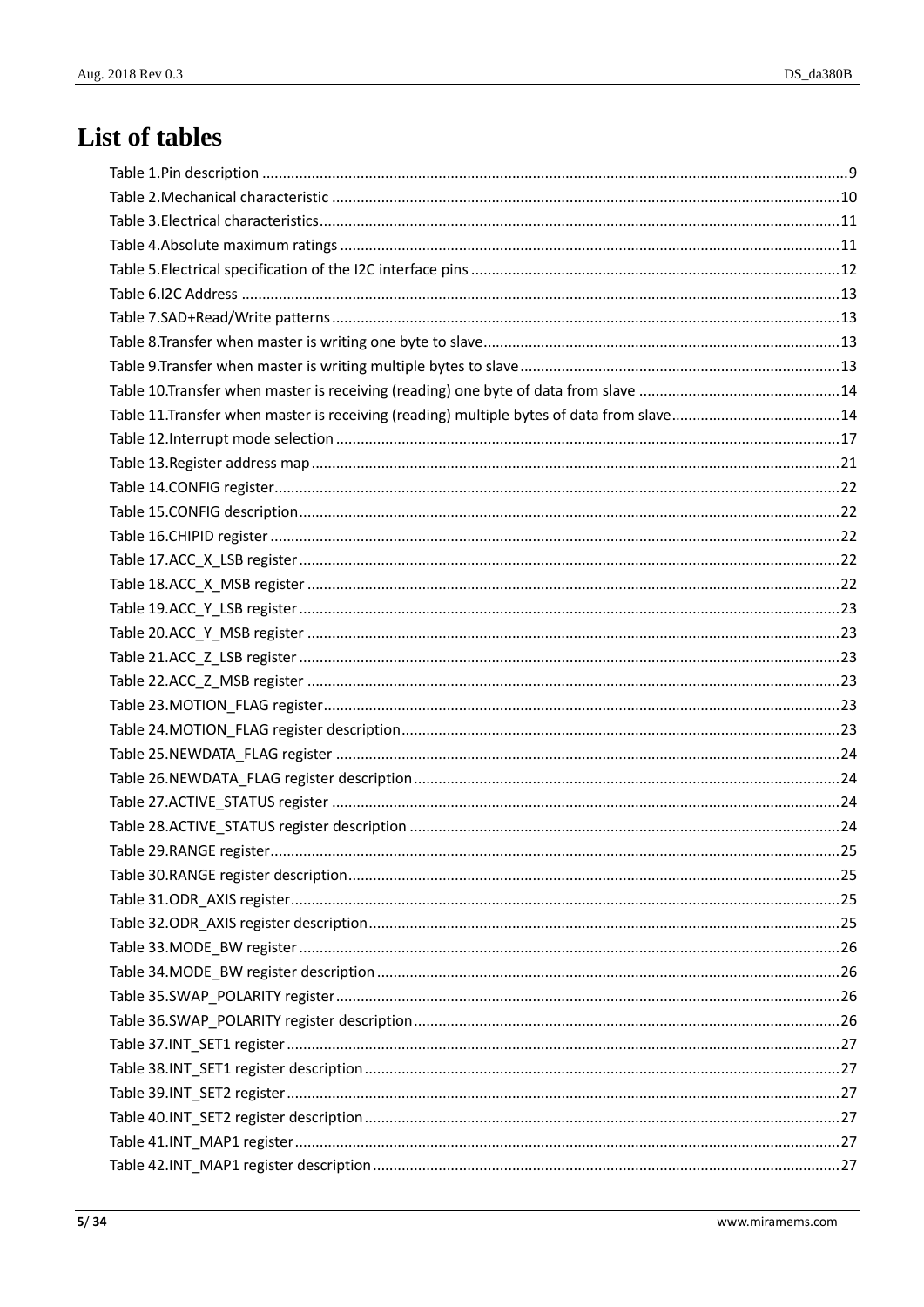# List of tables

Table 1.Pin description ............ 9
Table 2.Mechanical characteristic ............ 10
Table 3.Electrical characteristics ............ 11
Table 4.Absolute maximum ratings ............ 11
Table 5.Electrical specification of the I2C interface pins ............ 12
Table 6.I2C Address ............ 13
Table 7.SAD+Read/Write patterns ............ 13
Table 8.Transfer when master is writing one byte to slave ............ 13
Table 9.Transfer when master is writing multiple bytes to slave ............ 13
Table 10.Transfer when master is receiving (reading) one byte of data from slave ............ 14
Table 11.Transfer when master is receiving (reading) multiple bytes of data from slave ............ 14
Table 12.Interrupt mode selection ............ 17
Table 13.Register address map ............ 21
Table 14.CONFIG register ............ 22
Table 15.CONFIG description ............ 22
Table 16.CHIPID register ............ 22
Table 17.ACC_X_LSB register ............ 22
Table 18.ACC_X_MSB register ............ 22
Table 19.ACC_Y_LSB register ............ 23
Table 20.ACC_Y_MSB register ............ 23
Table 21.ACC_Z_LSB register ............ 23
Table 22.ACC_Z_MSB register ............ 23
Table 23.MOTION_FLAG register ............ 23
Table 24.MOTION_FLAG register description ............ 23
Table 25.NEWDATA_FLAG register ............ 24
Table 26.NEWDATA_FLAG register description ............ 24
Table 27.ACTIVE_STATUS register ............ 24
Table 28.ACTIVE_STATUS register description ............ 24
Table 29.RANGE register ............ 25
Table 30.RANGE register description ............ 25
Table 31.ODR_AXIS register ............ 25
Table 32.ODR_AXIS register description ............ 25
Table 33.MODE_BW register ............ 26
Table 34.MODE_BW register description ............ 26
Table 35.SWAP_POLARITY register ............ 26
Table 36.SWAP_POLARITY register description ............ 26
Table 37.INT_SET1 register ............ 27
Table 38.INT_SET1 register description ............ 27
Table 39.INT_SET2 register ............ 27
Table 40.INT_SET2 register description ............ 27
Table 41.INT_MAP1 register ............ 27
Table 42.INT_MAP1 register description ............ 27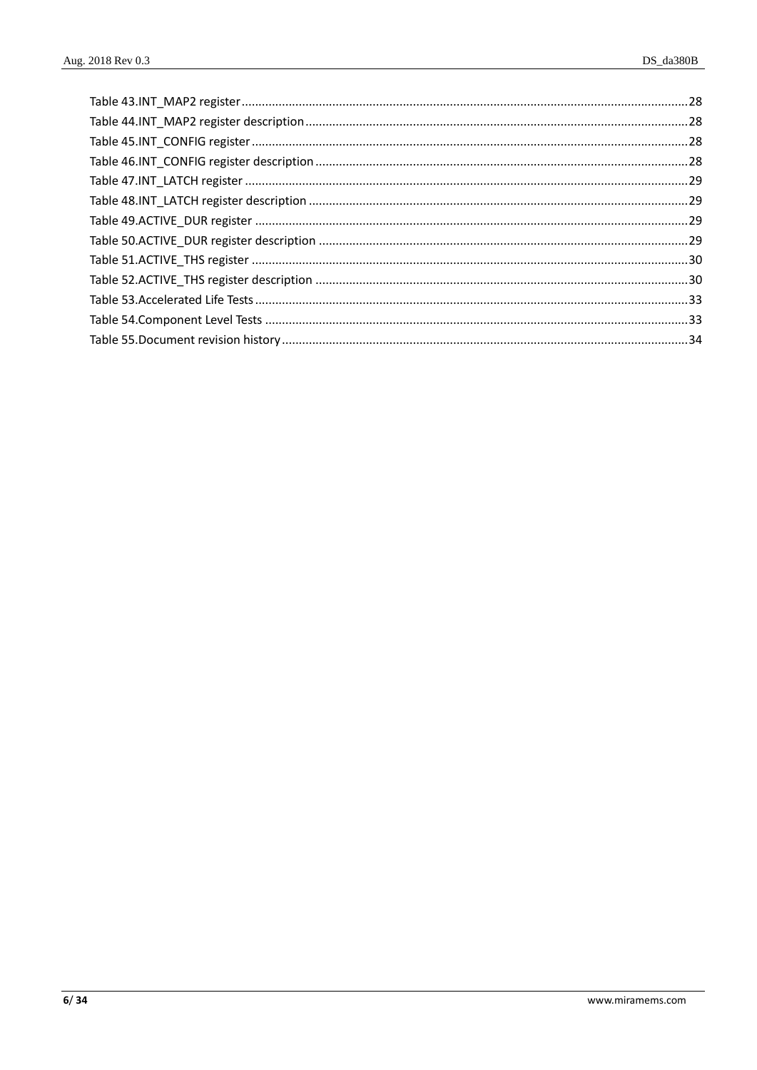Table 43.INT_MAP2 register....................................................................................................................................28
Table 44.INT_MAP2 register description.................................................................................................................28
Table 45.INT_CONFIG register.................................................................................................................................28
Table 46.INT_CONFIG register description..............................................................................................................28
Table 47.INT_LATCH register...................................................................................................................................29
Table 48.INT_LATCH register description................................................................................................................29
Table 49.ACTIVE_DUR register................................................................................................................................29
Table 50.ACTIVE_DUR register description.............................................................................................................29
Table 51.ACTIVE_THS register.................................................................................................................................30
Table 52.ACTIVE_THS register description..............................................................................................................30
Table 53.Accelerated Life Tests................................................................................................................................33
Table 54.Component Level Tests.............................................................................................................................33
Table 55.Document revision history........................................................................................................................34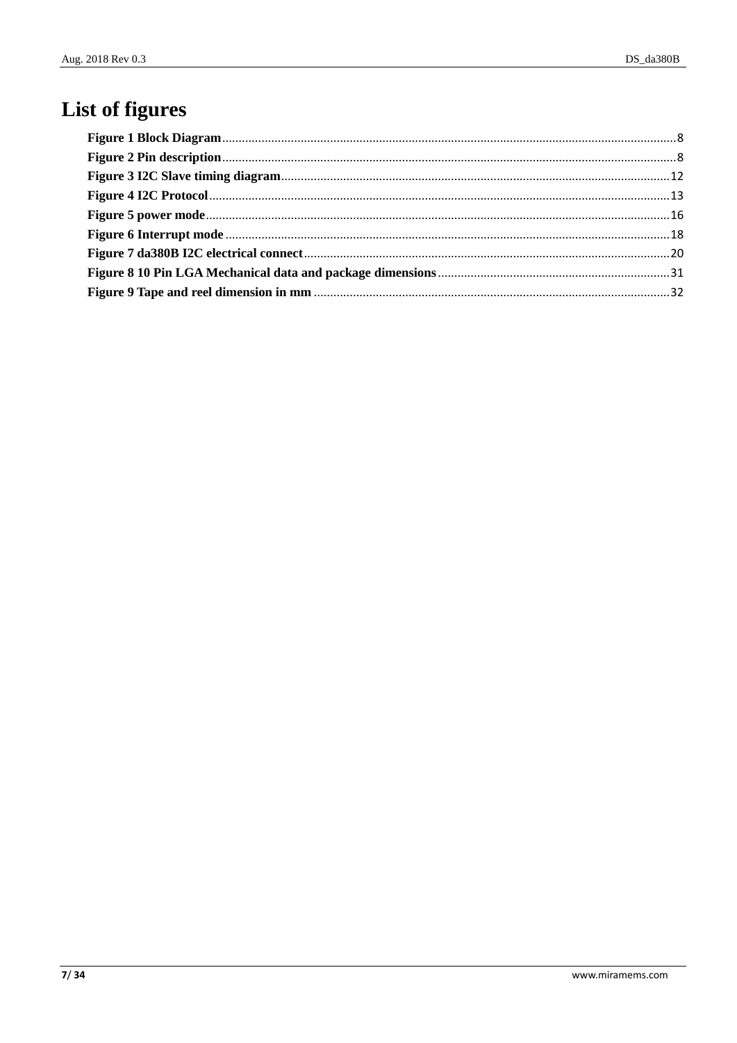# List of figures

**Figure 1 Block Diagram**........................................................8
**Figure 2 Pin description**........................................................8
**Figure 3 I2C Slave timing diagram**........................................................12
**Figure 4 I2C Protocol**........................................................13
**Figure 5 power mode**........................................................16
**Figure 6 Interrupt mode**........................................................18
**Figure 7 da380B I2C electrical connect**........................................................20
**Figure 8 10 Pin LGA Mechanical data and package dimensions**........................................................31
**Figure 9 Tape and reel dimension in mm**........................................................32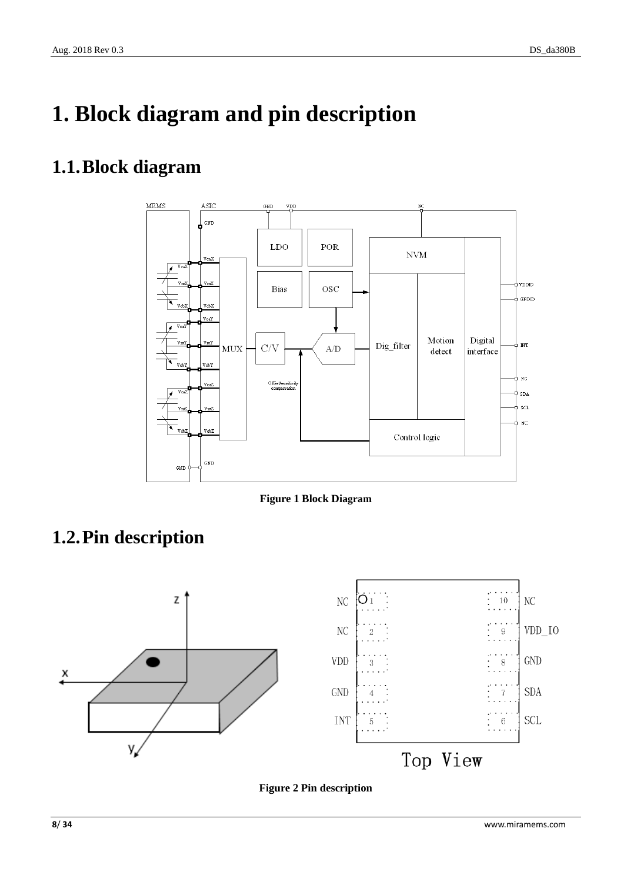# 1. Block diagram and pin description

## 1.1. Block diagram

Figure 1 Block Diagram

## 1.2. Pin description

Figure 2 Pin description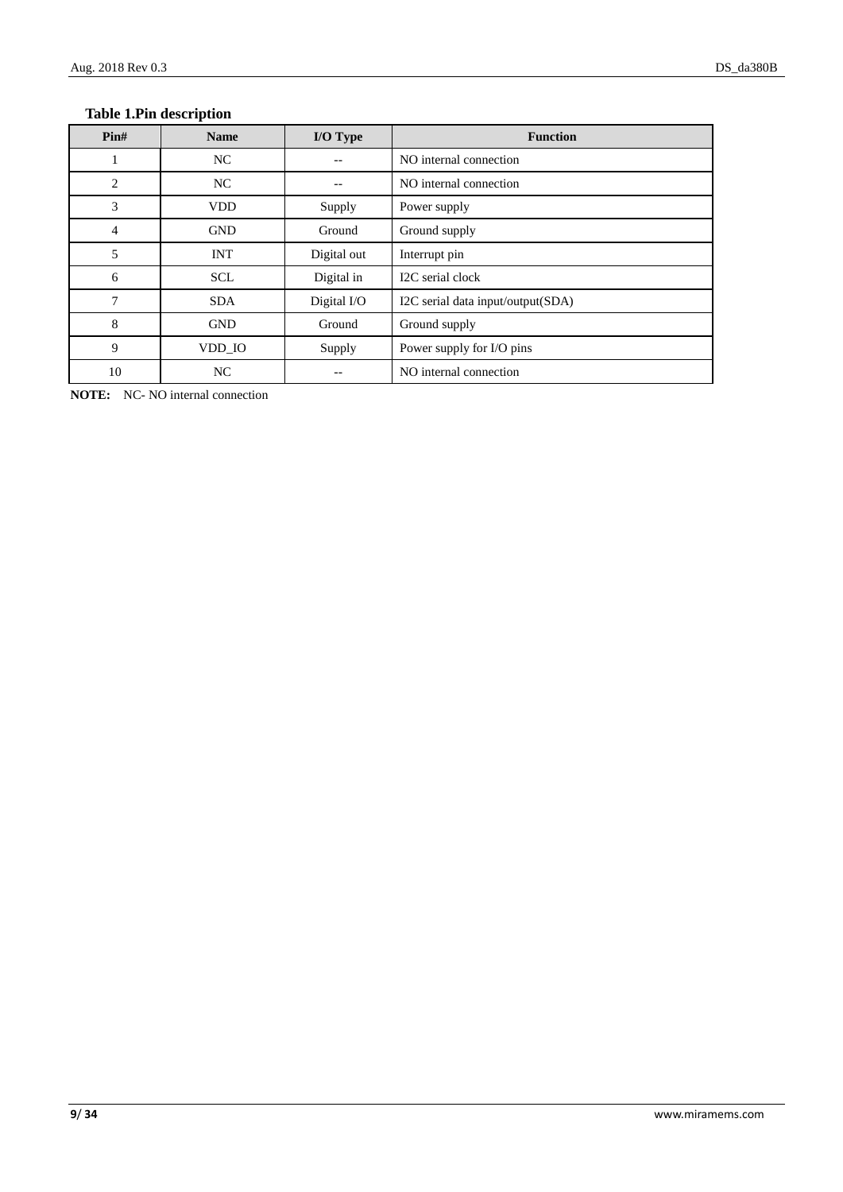**Table 1.Pin description**

| Pin# | Name | I/O Type | Function |
|---|---|---|---|
| 1 | NC | -- | NO internal connection |
| 2 | NC | -- | NO internal connection |
| 3 | VDD | Supply | Power supply |
| 4 | GND | Ground | Ground supply |
| 5 | INT | Digital out | Interrupt pin |
| 6 | SCL | Digital in | I2C serial clock |
| 7 | SDA | Digital I/O | I2C serial data input/output(SDA) |
| 8 | GND | Ground | Ground supply |
| 9 | VDD_IO | Supply | Power supply for I/O pins |
| 10 | NC | -- | NO internal connection |

**NOTE:** NC- NO internal connection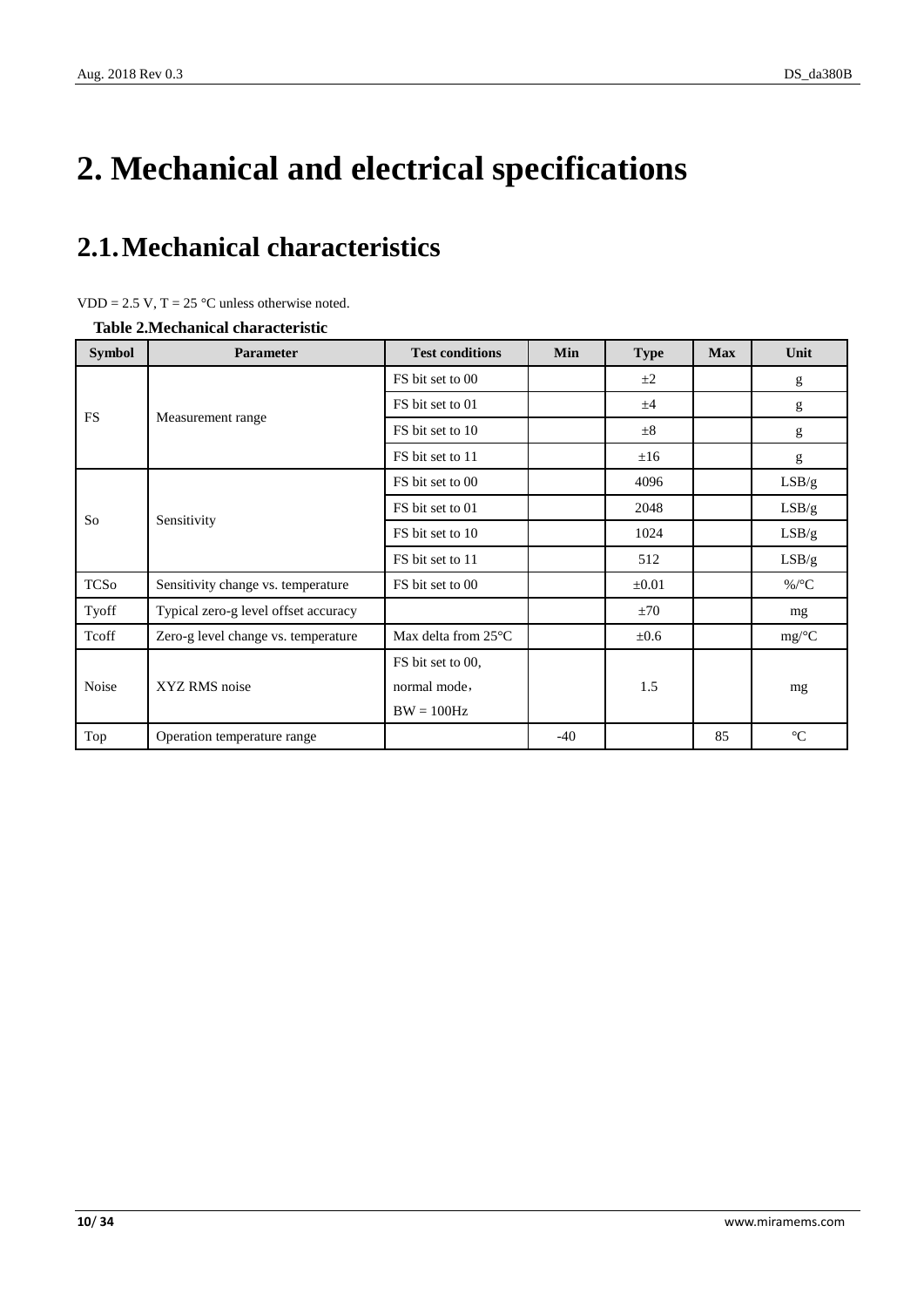# 2. Mechanical and electrical specifications

## 2.1. Mechanical characteristics

VDD = 2.5 V, T = 25 °C unless otherwise noted.

**Table 2.Mechanical characteristic**

| Symbol | Parameter | Test conditions | Min | Type | Max | Unit |
|---|---|---|---|---|---|---|
| FS | Measurement range | FS bit set to 00 | | ±2 | | g |
| | | FS bit set to 01 | | ±4 | | g |
| | | FS bit set to 10 | | ±8 | | g |
| | | FS bit set to 11 | | ±16 | | g |
| So | Sensitivity | FS bit set to 00 | | 4096 | | LSB/g |
| | | FS bit set to 01 | | 2048 | | LSB/g |
| | | FS bit set to 10 | | 1024 | | LSB/g |
| | | FS bit set to 11 | | 512 | | LSB/g |
| TCSo | Sensitivity change vs. temperature | FS bit set to 00 | | ±0.01 | | %/°C |
| Tyoff | Typical zero-g level offset accuracy | | | ±70 | | mg |
| Tcoff | Zero-g level change vs. temperature | Max delta from 25°C | | ±0.6 | | mg/°C |
| Noise | XYZ RMS noise | FS bit set to 00, normal mode， BW = 100Hz | | 1.5 | | mg |
| Top | Operation temperature range | | -40 | | 85 | °C |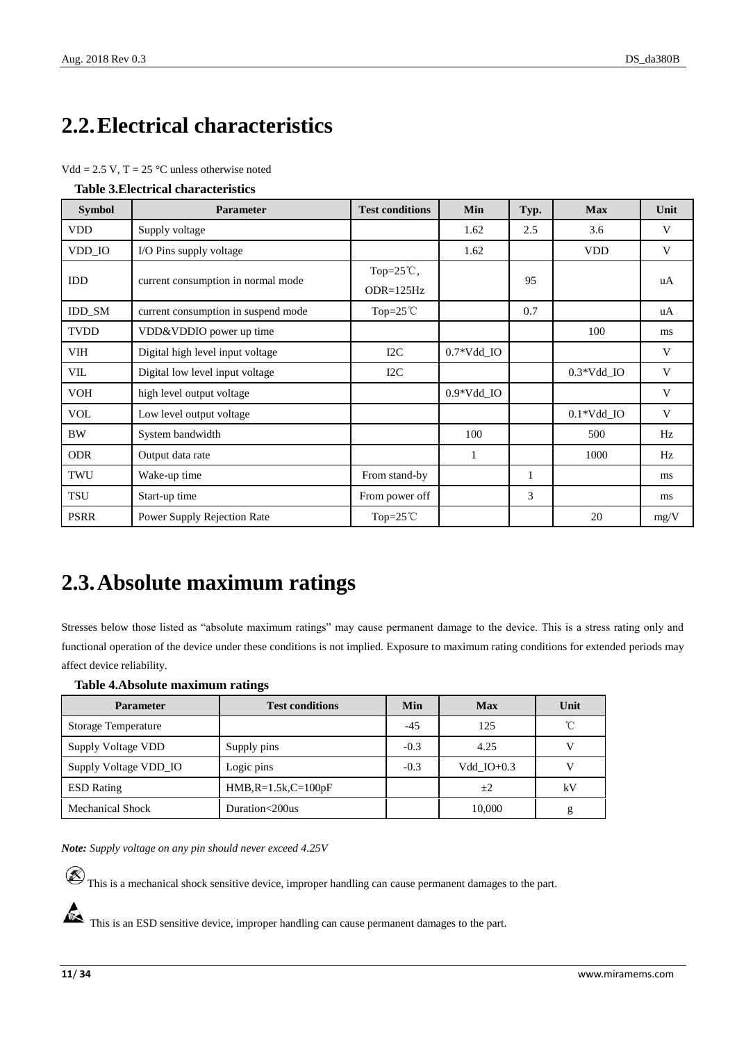## 2.2. Electrical characteristics

Vdd = 2.5 V, T = 25 °C unless otherwise noted

**Table 3.Electrical characteristics**

| Symbol | Parameter | Test conditions | Min | Typ. | Max | Unit |
|---|---|---|---|---|---|---|
| VDD | Supply voltage | | 1.62 | 2.5 | 3.6 | V |
| VDD_IO | I/O Pins supply voltage | | 1.62 | | VDD | V |
| IDD | current consumption in normal mode | Top=25℃, ODR=125Hz | | 95 | | uA |
| IDD_SM | current consumption in suspend mode | Top=25℃ | | 0.7 | | uA |
| TVDD | VDD&VDDIO power up time | | | | 100 | ms |
| VIH | Digital high level input voltage | I2C | 0.7*Vdd_IO | | | V |
| VIL | Digital low level input voltage | I2C | | | 0.3*Vdd_IO | V |
| VOH | high level output voltage | | 0.9*Vdd_IO | | | V |
| VOL | Low level output voltage | | | | 0.1*Vdd_IO | V |
| BW | System bandwidth | | 100 | | 500 | Hz |
| ODR | Output data rate | | 1 | | 1000 | Hz |
| TWU | Wake-up time | From stand-by | | 1 | | ms |
| TSU | Start-up time | From power off | | 3 | | ms |
| PSRR | Power Supply Rejection Rate | Top=25℃ | | | 20 | mg/V |

## 2.3. Absolute maximum ratings

Stresses below those listed as "absolute maximum ratings" may cause permanent damage to the device. This is a stress rating only and functional operation of the device under these conditions is not implied. Exposure to maximum rating conditions for extended periods may affect device reliability.

**Table 4.Absolute maximum ratings**

| Parameter | Test conditions | Min | Max | Unit |
|---|---|---|---|---|
| Storage Temperature | | -45 | 125 | ℃ |
| Supply Voltage VDD | Supply pins | -0.3 | 4.25 | V |
| Supply Voltage VDD_IO | Logic pins | -0.3 | Vdd_IO+0.3 | V |
| ESD Rating | HMB,R=1.5k,C=100pF | | ±2 | kV |
| Mechanical Shock | Duration<200us | | 10,000 | g |

***Note:** Supply voltage on any pin should never exceed 4.25V*

This is a mechanical shock sensitive device, improper handling can cause permanent damages to the part.

This is an ESD sensitive device, improper handling can cause permanent damages to the part.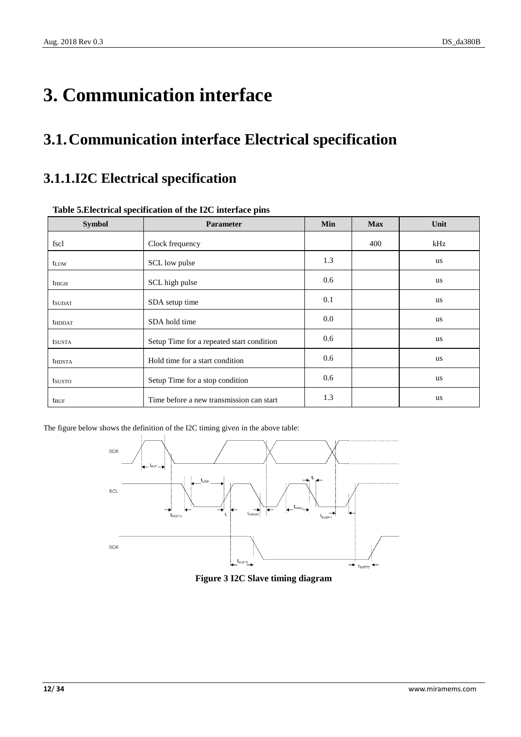# 3. Communication interface

## 3.1. Communication interface Electrical specification

### 3.1.1. I2C Electrical specification

**Table 5.Electrical specification of the I2C interface pins**

| Symbol | Parameter | Min | Max | Unit |
|---|---|---|---|---|
| fscl | Clock frequency | | 400 | kHz |
| $t_{LOW}$ | SCL low pulse | 1.3 | | us |
| $t_{HIGH}$ | SCL high pulse | 0.6 | | us |
| $t_{SUDAT}$ | SDA setup time | 0.1 | | us |
| $t_{HDDAT}$ | SDA hold time | 0.0 | | us |
| $t_{SUSTA}$ | Setup Time for a repeated start condition | 0.6 | | us |
| $t_{HDSTA}$ | Hold time for a start condition | 0.6 | | us |
| $t_{SUSTO}$ | Setup Time for a stop condition | 0.6 | | us |
| $t_{BUF}$ | Time before a new transmission can start | 1.3 | | us |

The figure below shows the definition of the I2C timing given in the above table:

**Figure 3 I2C Slave timing diagram**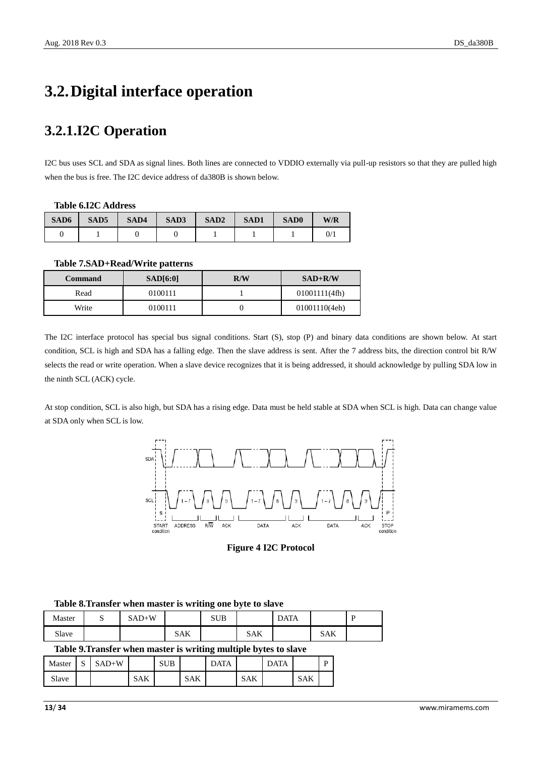# 3.2. Digital interface operation

## 3.2.1. I2C Operation

I2C bus uses SCL and SDA as signal lines. Both lines are connected to VDDIO externally via pull-up resistors so that they are pulled high when the bus is free. The I2C device address of da380B is shown below.

**Table 6.I2C Address**

| SAD6 | SAD5 | SAD4 | SAD3 | SAD2 | SAD1 | SAD0 | W/R |
|---|---|---|---|---|---|---|---|
| 0 | 1 | 0 | 0 | 1 | 1 | 1 | 0/1 |

**Table 7.SAD+Read/Write patterns**

| Command | SAD[6:0] | R/W | SAD+R/W |
|---|---|---|---|
| Read | 0100111 | 1 | 01001111(4fh) |
| Write | 0100111 | 0 | 01001110(4eh) |

The I2C interface protocol has special bus signal conditions. Start (S), stop (P) and binary data conditions are shown below. At start condition, SCL is high and SDA has a falling edge. Then the slave address is sent. After the 7 address bits, the direction control bit R/W selects the read or write operation. When a slave device recognizes that it is being addressed, it should acknowledge by pulling SDA low in the ninth SCL (ACK) cycle.

At stop condition, SCL is also high, but SDA has a rising edge. Data must be held stable at SDA when SCL is high. Data can change value at SDA only when SCL is low.

**Figure 4 I2C Protocol**

**Table 8.Transfer when master is writing one byte to slave**

| Master | S | SAD+W | | SUB | | DATA | | P |
|---|---|---|---|---|---|---|---|---|
| Slave | | | SAK | | SAK | | SAK | |

**Table 9.Transfer when master is writing multiple bytes to slave**

| Master | S | SAD+W | | SUB | | DATA | | DATA | | P |
|---|---|---|---|---|---|---|---|---|---|---|
| Slave | | | SAK | | SAK | | SAK | | SAK | |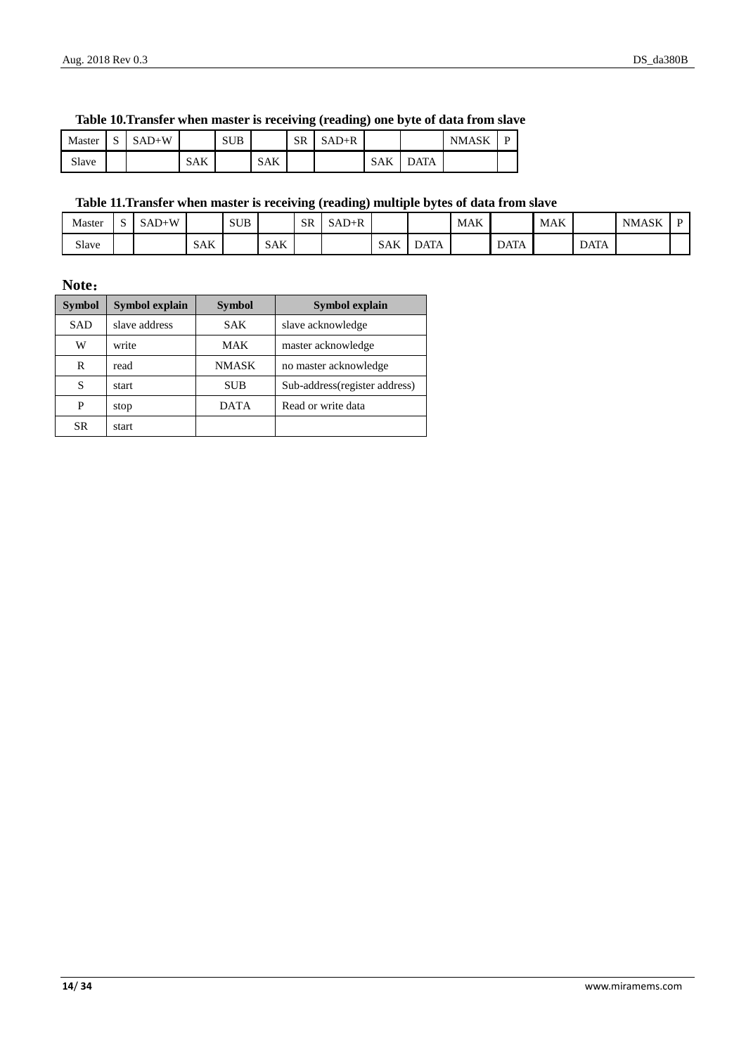**Table 10.Transfer when master is receiving (reading) one byte of data from slave**

| Master | S | SAD+W | | SUB | | SR | SAD+R | | | NMASK | P |
|---|---|---|---|---|---|---|---|---|---|---|---|
| Slave | | | SAK | | SAK | | | SAK | DATA | | |

**Table 11.Transfer when master is receiving (reading) multiple bytes of data from slave**

| Master | S | SAD+W | | SUB | | SR | SAD+R | | | MAK | | MAK | | NMASK | P |
|---|---|---|---|---|---|---|---|---|---|---|---|---|---|---|---|
| Slave | | | SAK | | SAK | | | SAK | DATA | | DATA | | DATA | | |

**Note：**

| Symbol | Symbol explain | Symbol | Symbol explain |
|---|---|---|---|
| SAD | slave address | SAK | slave acknowledge |
| W | write | MAK | master acknowledge |
| R | read | NMASK | no master acknowledge |
| S | start | SUB | Sub-address(register address) |
| P | stop | DATA | Read or write data |
| SR | start | | |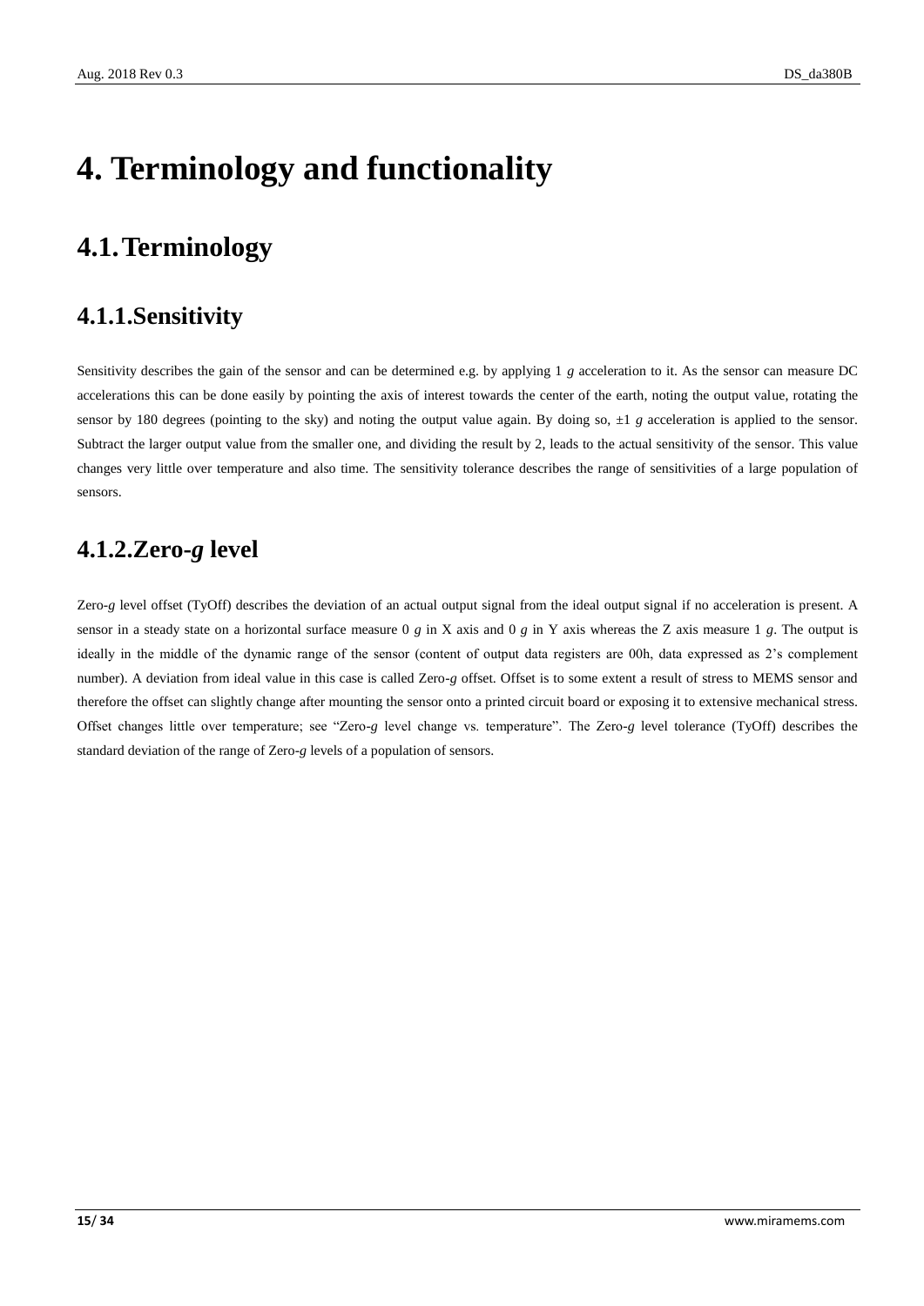# 4. Terminology and functionality

## 4.1. Terminology

### 4.1.1. Sensitivity

Sensitivity describes the gain of the sensor and can be determined e.g. by applying 1 *g* acceleration to it. As the sensor can measure DC accelerations this can be done easily by pointing the axis of interest towards the center of the earth, noting the output value, rotating the sensor by 180 degrees (pointing to the sky) and noting the output value again. By doing so, ±1 *g* acceleration is applied to the sensor. Subtract the larger output value from the smaller one, and dividing the result by 2, leads to the actual sensitivity of the sensor. This value changes very little over temperature and also time. The sensitivity tolerance describes the range of sensitivities of a large population of sensors.

### 4.1.2. Zero-*g* level

Zero-*g* level offset (TyOff) describes the deviation of an actual output signal from the ideal output signal if no acceleration is present. A sensor in a steady state on a horizontal surface measure 0 *g* in X axis and 0 *g* in Y axis whereas the Z axis measure 1 *g*. The output is ideally in the middle of the dynamic range of the sensor (content of output data registers are 00h, data expressed as 2's complement number). A deviation from ideal value in this case is called Zero-*g* offset. Offset is to some extent a result of stress to MEMS sensor and therefore the offset can slightly change after mounting the sensor onto a printed circuit board or exposing it to extensive mechanical stress. Offset changes little over temperature; see "Zero-*g* level change vs. temperature". The Zero-*g* level tolerance (TyOff) describes the standard deviation of the range of Zero-*g* levels of a population of sensors.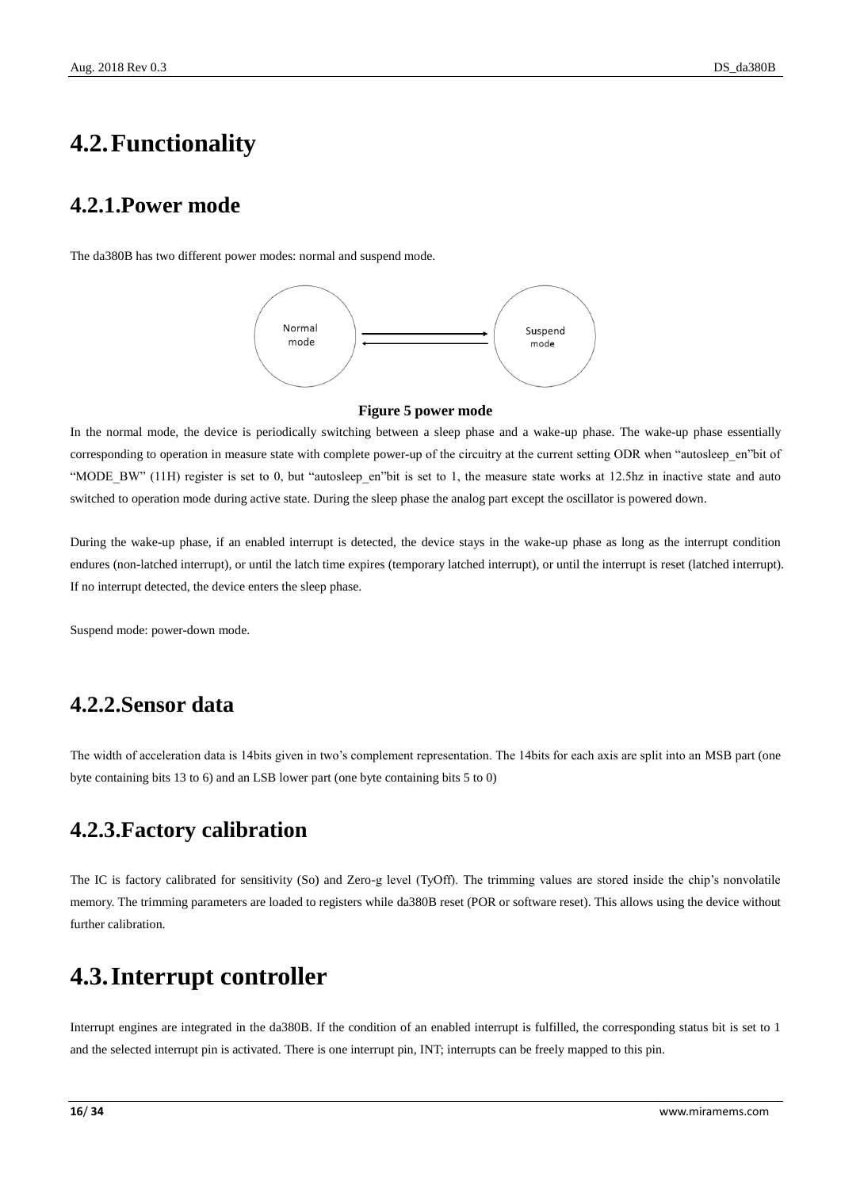# 4.2. Functionality

## 4.2.1. Power mode

The da380B has two different power modes: normal and suspend mode.

**Figure 5 power mode**

In the normal mode, the device is periodically switching between a sleep phase and a wake-up phase. The wake-up phase essentially corresponding to operation in measure state with complete power-up of the circuitry at the current setting ODR when "autosleep_en"bit of "MODE_BW" (11H) register is set to 0, but "autosleep_en"bit is set to 1, the measure state works at 12.5hz in inactive state and auto switched to operation mode during active state. During the sleep phase the analog part except the oscillator is powered down.

During the wake-up phase, if an enabled interrupt is detected, the device stays in the wake-up phase as long as the interrupt condition endures (non-latched interrupt), or until the latch time expires (temporary latched interrupt), or until the interrupt is reset (latched interrupt). If no interrupt detected, the device enters the sleep phase.

Suspend mode: power-down mode.

## 4.2.2. Sensor data

The width of acceleration data is 14bits given in two's complement representation. The 14bits for each axis are split into an MSB part (one byte containing bits 13 to 6) and an LSB lower part (one byte containing bits 5 to 0)

## 4.2.3. Factory calibration

The IC is factory calibrated for sensitivity (So) and Zero-g level (TyOff). The trimming values are stored inside the chip's nonvolatile memory. The trimming parameters are loaded to registers while da380B reset (POR or software reset). This allows using the device without further calibration.

# 4.3. Interrupt controller

Interrupt engines are integrated in the da380B. If the condition of an enabled interrupt is fulfilled, the corresponding status bit is set to 1 and the selected interrupt pin is activated. There is one interrupt pin, INT; interrupts can be freely mapped to this pin.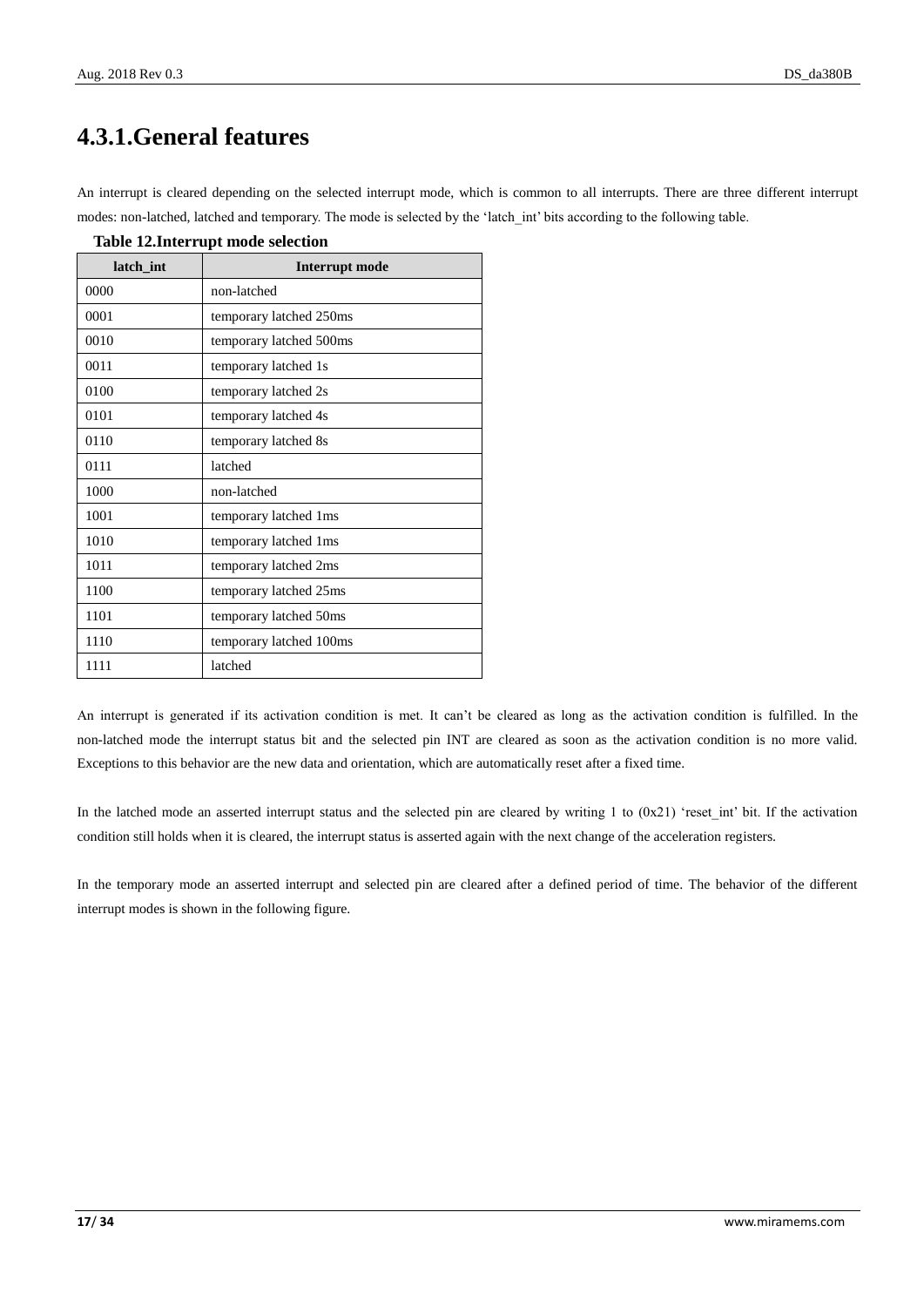## 4.3.1.General features

An interrupt is cleared depending on the selected interrupt mode, which is common to all interrupts. There are three different interrupt modes: non-latched, latched and temporary. The mode is selected by the 'latch_int' bits according to the following table.

**Table 12.Interrupt mode selection**

| latch_int | Interrupt mode |
| --- | --- |
| 0000 | non-latched |
| 0001 | temporary latched 250ms |
| 0010 | temporary latched 500ms |
| 0011 | temporary latched 1s |
| 0100 | temporary latched 2s |
| 0101 | temporary latched 4s |
| 0110 | temporary latched 8s |
| 0111 | latched |
| 1000 | non-latched |
| 1001 | temporary latched 1ms |
| 1010 | temporary latched 1ms |
| 1011 | temporary latched 2ms |
| 1100 | temporary latched 25ms |
| 1101 | temporary latched 50ms |
| 1110 | temporary latched 100ms |
| 1111 | latched |

An interrupt is generated if its activation condition is met. It can't be cleared as long as the activation condition is fulfilled. In the non-latched mode the interrupt status bit and the selected pin INT are cleared as soon as the activation condition is no more valid. Exceptions to this behavior are the new data and orientation, which are automatically reset after a fixed time.

In the latched mode an asserted interrupt status and the selected pin are cleared by writing 1 to (0x21) 'reset_int' bit. If the activation condition still holds when it is cleared, the interrupt status is asserted again with the next change of the acceleration registers.

In the temporary mode an asserted interrupt and selected pin are cleared after a defined period of time. The behavior of the different interrupt modes is shown in the following figure.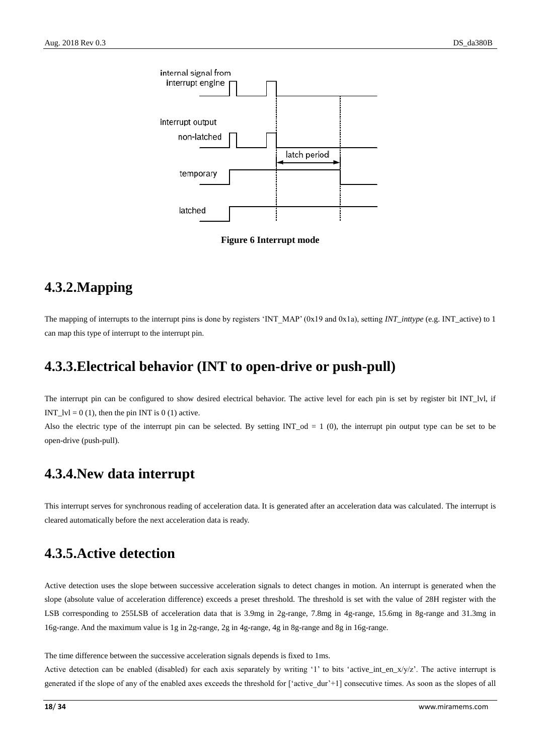Figure 6 Interrupt mode

## 4.3.2.Mapping

The mapping of interrupts to the interrupt pins is done by registers 'INT_MAP' (0x19 and 0x1a), setting *INT_inttype* (e.g. INT_active) to 1 can map this type of interrupt to the interrupt pin.

## 4.3.3.Electrical behavior (INT to open-drive or push-pull)

The interrupt pin can be configured to show desired electrical behavior. The active level for each pin is set by register bit INT_lvl, if INT_lvl = 0 (1), then the pin INT is 0 (1) active.

Also the electric type of the interrupt pin can be selected. By setting INT_od = 1 (0), the interrupt pin output type can be set to be open-drive (push-pull).

## 4.3.4.New data interrupt

This interrupt serves for synchronous reading of acceleration data. It is generated after an acceleration data was calculated. The interrupt is cleared automatically before the next acceleration data is ready.

## 4.3.5.Active detection

Active detection uses the slope between successive acceleration signals to detect changes in motion. An interrupt is generated when the slope (absolute value of acceleration difference) exceeds a preset threshold. The threshold is set with the value of 28H register with the LSB corresponding to 255LSB of acceleration data that is 3.9mg in 2g-range, 7.8mg in 4g-range, 15.6mg in 8g-range and 31.3mg in 16g-range. And the maximum value is 1g in 2g-range, 2g in 4g-range, 4g in 8g-range and 8g in 16g-range.

The time difference between the successive acceleration signals depends is fixed to 1ms.

Active detection can be enabled (disabled) for each axis separately by writing '1' to bits 'active_int_en_x/y/z'. The active interrupt is generated if the slope of any of the enabled axes exceeds the threshold for ['active_dur'+1] consecutive times. As soon as the slopes of all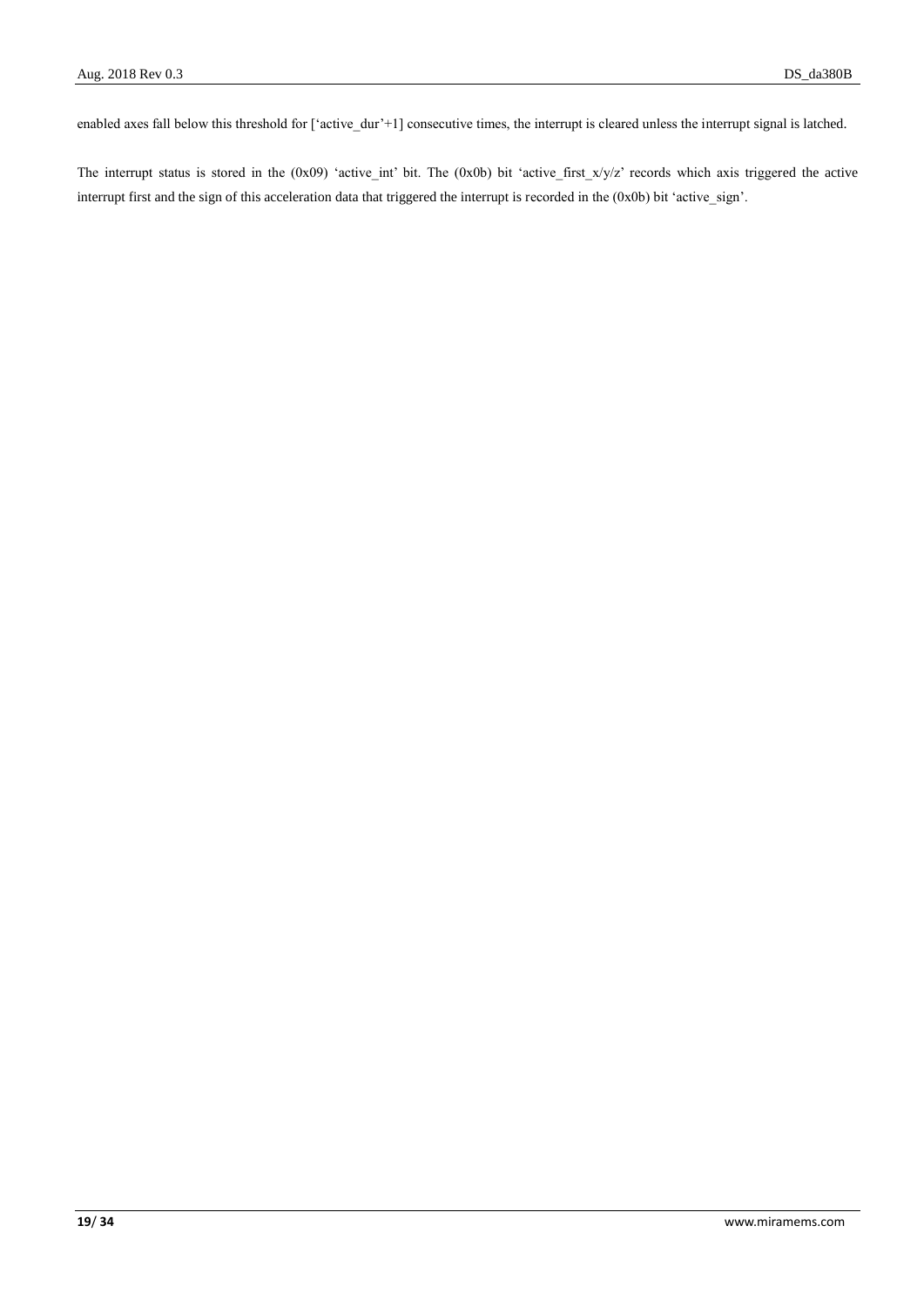enabled axes fall below this threshold for ['active_dur'+1] consecutive times, the interrupt is cleared unless the interrupt signal is latched.

The interrupt status is stored in the (0x09) 'active_int' bit. The (0x0b) bit 'active_first_x/y/z' records which axis triggered the active interrupt first and the sign of this acceleration data that triggered the interrupt is recorded in the (0x0b) bit 'active_sign'.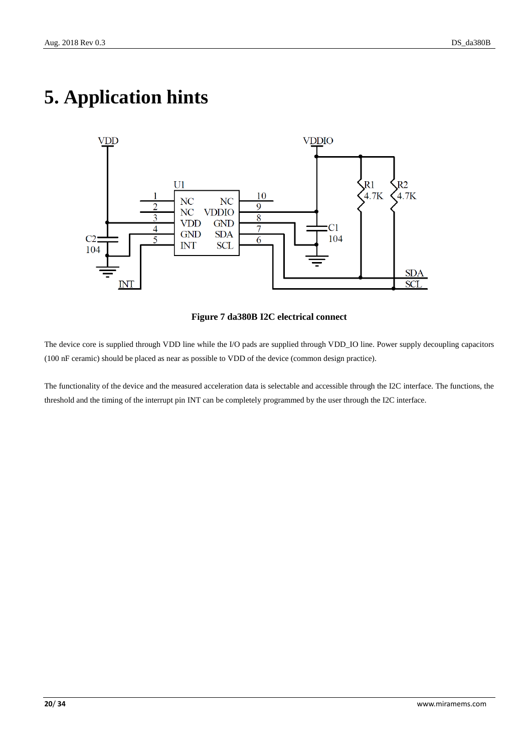# 5. Application hints

**Figure 7 da380B I2C electrical connect**

The device core is supplied through VDD line while the I/O pads are supplied through VDD_IO line. Power supply decoupling capacitors (100 nF ceramic) should be placed as near as possible to VDD of the device (common design practice).

The functionality of the device and the measured acceleration data is selectable and accessible through the I2C interface. The functions, the threshold and the timing of the interrupt pin INT can be completely programmed by the user through the I2C interface.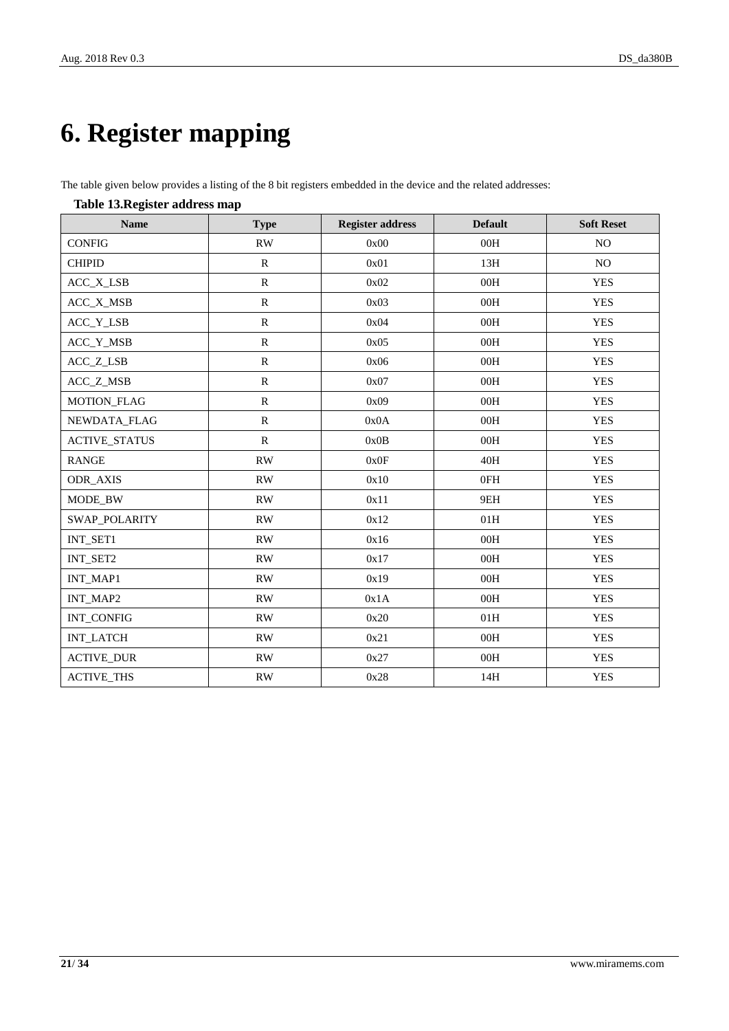# 6. Register mapping

The table given below provides a listing of the 8 bit registers embedded in the device and the related addresses:

**Table 13.Register address map**

| Name | Type | Register address | Default | Soft Reset |
|---|---|---|---|---|
| CONFIG | RW | 0x00 | 00H | NO |
| CHIPID | R | 0x01 | 13H | NO |
| ACC_X_LSB | R | 0x02 | 00H | YES |
| ACC_X_MSB | R | 0x03 | 00H | YES |
| ACC_Y_LSB | R | 0x04 | 00H | YES |
| ACC_Y_MSB | R | 0x05 | 00H | YES |
| ACC_Z_LSB | R | 0x06 | 00H | YES |
| ACC_Z_MSB | R | 0x07 | 00H | YES |
| MOTION_FLAG | R | 0x09 | 00H | YES |
| NEWDATA_FLAG | R | 0x0A | 00H | YES |
| ACTIVE_STATUS | R | 0x0B | 00H | YES |
| RANGE | RW | 0x0F | 40H | YES |
| ODR_AXIS | RW | 0x10 | 0FH | YES |
| MODE_BW | RW | 0x11 | 9EH | YES |
| SWAP_POLARITY | RW | 0x12 | 01H | YES |
| INT_SET1 | RW | 0x16 | 00H | YES |
| INT_SET2 | RW | 0x17 | 00H | YES |
| INT_MAP1 | RW | 0x19 | 00H | YES |
| INT_MAP2 | RW | 0x1A | 00H | YES |
| INT_CONFIG | RW | 0x20 | 01H | YES |
| INT_LATCH | RW | 0x21 | 00H | YES |
| ACTIVE_DUR | RW | 0x27 | 00H | YES |
| ACTIVE_THS | RW | 0x28 | 14H | YES |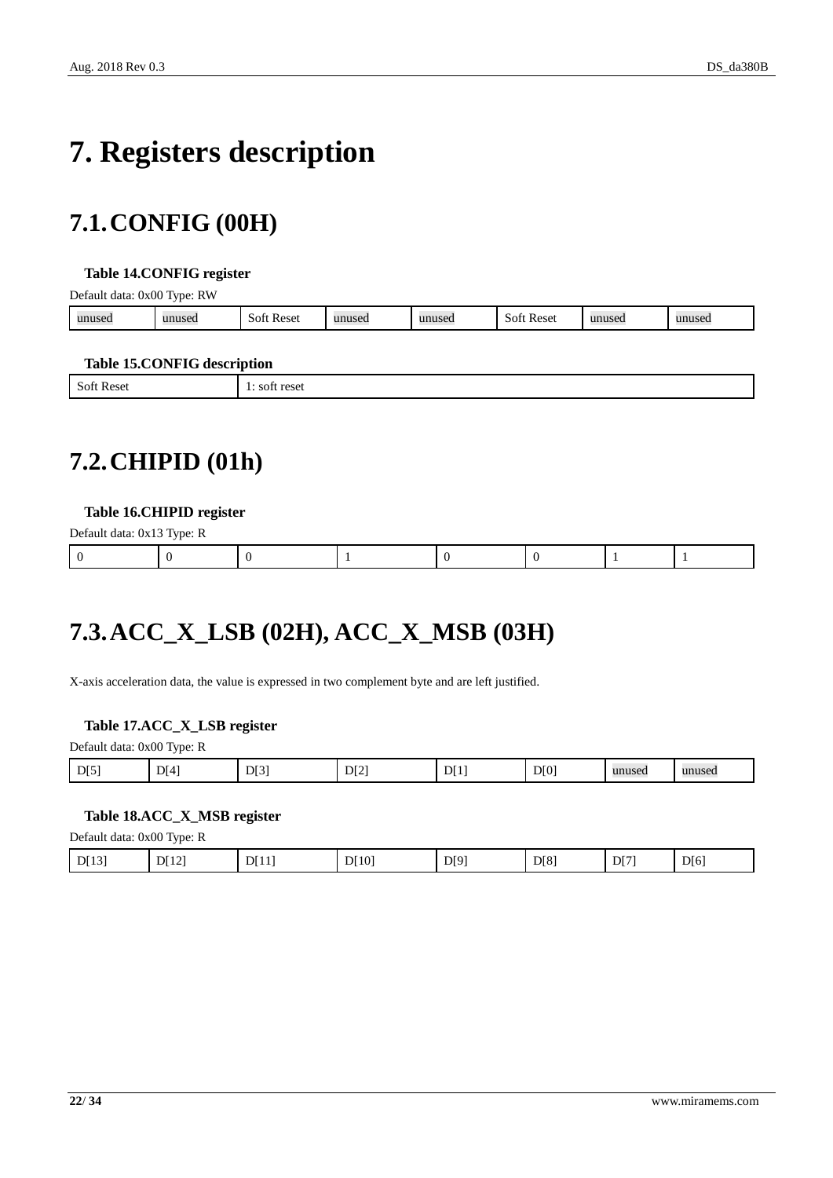# 7. Registers description

## 7.1. CONFIG (00H)

**Table 14.CONFIG register**

Default data: 0x00 Type: RW

| unused | unused | Soft Reset | unused | unused | Soft Reset | unused | unused |
|---|---|---|---|---|---|---|---|

**Table 15.CONFIG description**

| Soft Reset | 1: soft reset |
|---|---|

## 7.2. CHIPID (01h)

**Table 16.CHIPID register**

Default data: 0x13 Type: R

| 0 | 0 | 0 | 1 | 0 | 0 | 1 | 1 |
|---|---|---|---|---|---|---|---|

## 7.3. ACC_X_LSB (02H), ACC_X_MSB (03H)

X-axis acceleration data, the value is expressed in two complement byte and are left justified.

**Table 17.ACC_X_LSB register**

Default data: 0x00 Type: R

| D[5] | D[4] | D[3] | D[2] | D[1] | D[0] | unused | unused |
|---|---|---|---|---|---|---|---|

**Table 18.ACC_X_MSB register**

Default data: 0x00 Type: R

| D[13] | D[12] | D[11] | D[10] | D[9] | D[8] | D[7] | D[6] |
|---|---|---|---|---|---|---|---|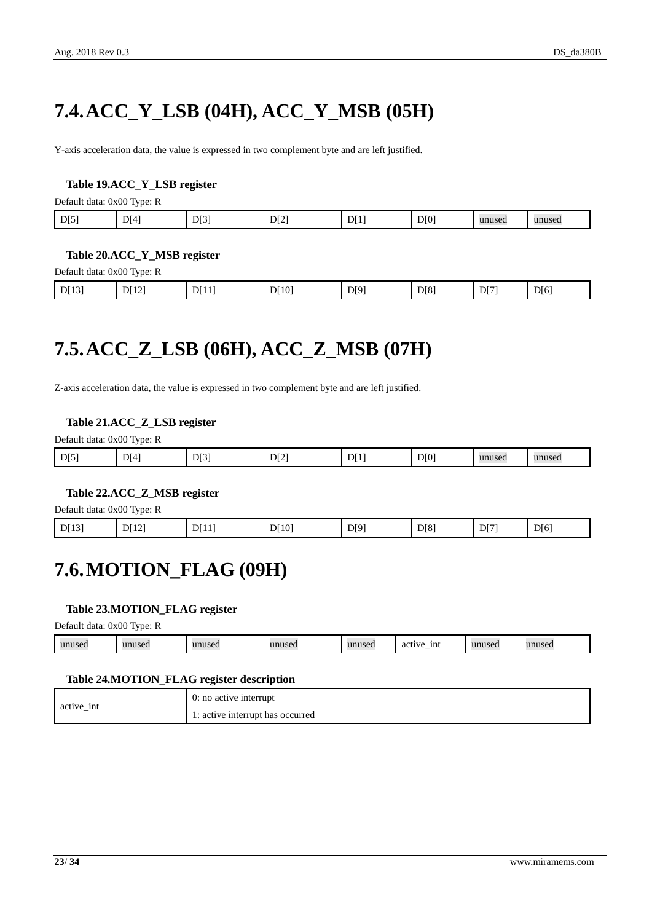## 7.4. ACC_Y_LSB (04H), ACC_Y_MSB (05H)

Y-axis acceleration data, the value is expressed in two complement byte and are left justified.

**Table 19.ACC_Y_LSB register**

Default data: 0x00 Type: R

| D[5] | D[4] | D[3] | D[2] | D[1] | D[0] | unused | unused |
|---|---|---|---|---|---|---|---|

**Table 20.ACC_Y_MSB register**

Default data: 0x00 Type: R

| D[13] | D[12] | D[11] | D[10] | D[9] | D[8] | D[7] | D[6] |
|---|---|---|---|---|---|---|---|

## 7.5. ACC_Z_LSB (06H), ACC_Z_MSB (07H)

Z-axis acceleration data, the value is expressed in two complement byte and are left justified.

**Table 21.ACC_Z_LSB register**

Default data: 0x00 Type: R

| D[5] | D[4] | D[3] | D[2] | D[1] | D[0] | unused | unused |
|---|---|---|---|---|---|---|---|

**Table 22.ACC_Z_MSB register**

Default data: 0x00 Type: R

| D[13] | D[12] | D[11] | D[10] | D[9] | D[8] | D[7] | D[6] |
|---|---|---|---|---|---|---|---|

## 7.6. MOTION_FLAG (09H)

**Table 23.MOTION_FLAG register**

Default data: 0x00 Type: R

| unused | unused | unused | unused | unused | active_int | unused | unused |
|---|---|---|---|---|---|---|---|

**Table 24.MOTION_FLAG register description**

| active_int | 0: no active interrupt<br>1: active interrupt has occurred |
|---|---|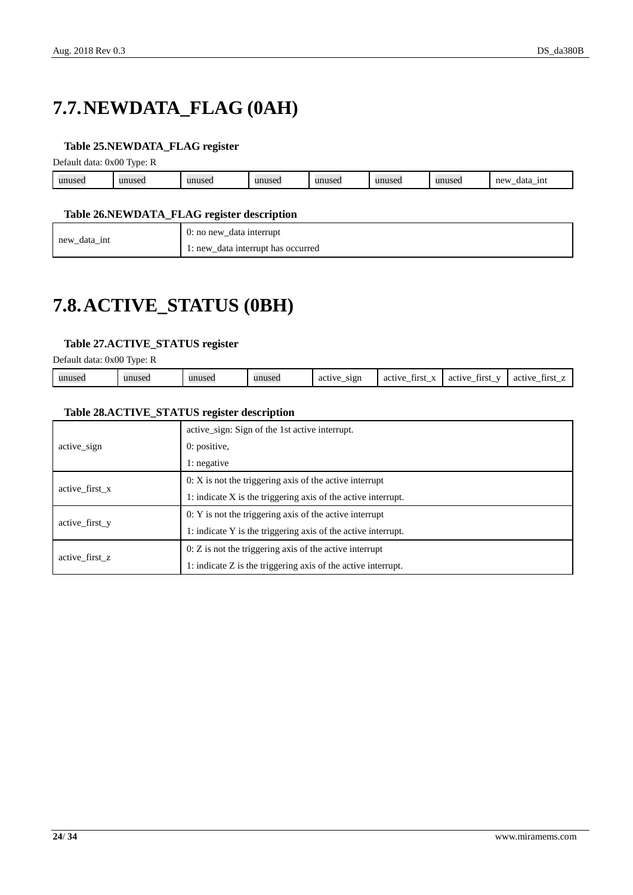# 7.7. NEWDATA_FLAG (0AH)

**Table 25.NEWDATA_FLAG register**

Default data: 0x00 Type: R

| unused | unused | unused | unused | unused | unused | unused | new_data_int |
|---|---|---|---|---|---|---|---|

**Table 26.NEWDATA_FLAG register description**

| | |
|---|---|
| new_data_int | 0: no new_data interrupt<br>1: new_data interrupt has occurred |

# 7.8. ACTIVE_STATUS (0BH)

**Table 27.ACTIVE_STATUS register**

Default data: 0x00 Type: R

| unused | unused | unused | unused | active_sign | active_first_x | active_first_y | active_first_z |
|---|---|---|---|---|---|---|---|

**Table 28.ACTIVE_STATUS register description**

| | |
|---|---|
| active_sign | active_sign: Sign of the 1st active interrupt.<br>0: positive,<br>1: negative |
| active_first_x | 0: X is not the triggering axis of the active interrupt<br>1: indicate X is the triggering axis of the active interrupt. |
| active_first_y | 0: Y is not the triggering axis of the active interrupt<br>1: indicate Y is the triggering axis of the active interrupt. |
| active_first_z | 0: Z is not the triggering axis of the active interrupt<br>1: indicate Z is the triggering axis of the active interrupt. |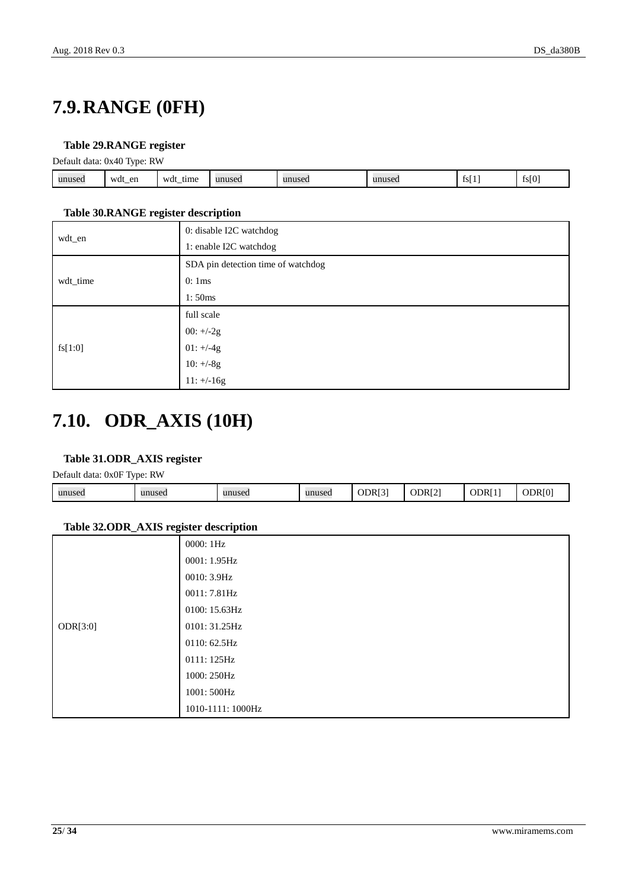## 7.9. RANGE (0FH)

**Table 29.RANGE register**

Default data: 0x40 Type: RW

| unused | wdt_en | wdt_time | unused | unused | unused | fs[1] | fs[0] |
|---|---|---|---|---|---|---|---|

**Table 30.RANGE register description**

| | |
|---|---|
| wdt_en | 0: disable I2C watchdog<br>1: enable I2C watchdog |
| wdt_time | SDA pin detection time of watchdog<br>0: 1ms<br>1: 50ms |
| fs[1:0] | full scale<br>00: +/-2g<br>01: +/-4g<br>10: +/-8g<br>11: +/-16g |

## 7.10. ODR_AXIS (10H)

**Table 31.ODR_AXIS register**

Default data: 0x0F Type: RW

| unused | unused | unused | unused | ODR[3] | ODR[2] | ODR[1] | ODR[0] |
|---|---|---|---|---|---|---|---|

**Table 32.ODR_AXIS register description**

| | |
|---|---|
| ODR[3:0] | 0000: 1Hz<br>0001: 1.95Hz<br>0010: 3.9Hz<br>0011: 7.81Hz<br>0100: 15.63Hz<br>0101: 31.25Hz<br>0110: 62.5Hz<br>0111: 125Hz<br>1000: 250Hz<br>1001: 500Hz<br>1010-1111: 1000Hz |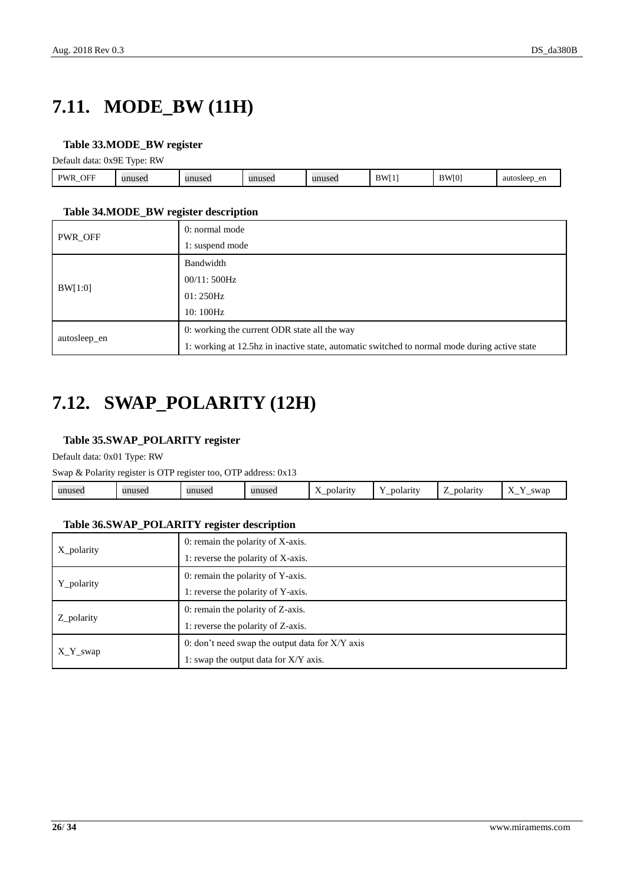# 7.11. MODE_BW (11H)

**Table 33.MODE_BW register**

Default data: 0x9E Type: RW

| PWR_OFF | unused | unused | unused | unused | BW[1] | BW[0] | autosleep_en |
|---|---|---|---|---|---|---|---|

**Table 34.MODE_BW register description**

| | |
|---|---|
| PWR_OFF | 0: normal mode<br>1: suspend mode |
| BW[1:0] | Bandwidth<br>00/11: 500Hz<br>01: 250Hz<br>10: 100Hz |
| autosleep_en | 0: working the current ODR state all the way<br>1: working at 12.5hz in inactive state, automatic switched to normal mode during active state |

# 7.12. SWAP_POLARITY (12H)

**Table 35.SWAP_POLARITY register**

Default data: 0x01 Type: RW

Swap & Polarity register is OTP register too, OTP address: 0x13

| unused | unused | unused | unused | X_polarity | Y_polarity | Z_polarity | X_Y_swap |
|---|---|---|---|---|---|---|---|

**Table 36.SWAP_POLARITY register description**

| | |
|---|---|
| X_polarity | 0: remain the polarity of X-axis.<br>1: reverse the polarity of X-axis. |
| Y_polarity | 0: remain the polarity of Y-axis.<br>1: reverse the polarity of Y-axis. |
| Z_polarity | 0: remain the polarity of Z-axis.<br>1: reverse the polarity of Z-axis. |
| X_Y_swap | 0: don't need swap the output data for X/Y axis<br>1: swap the output data for X/Y axis. |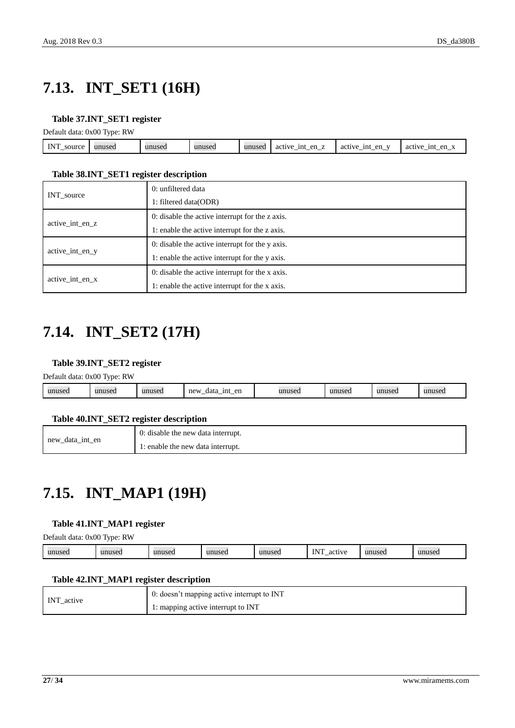# 7.13. INT_SET1 (16H)

**Table 37.INT_SET1 register**

Default data: 0x00 Type: RW

| INT_source | unused | unused | unused | unused | active_int_en_z | active_int_en_y | active_int_en_x |
|---|---|---|---|---|---|---|---|

**Table 38.INT_SET1 register description**

| | |
|---|---|
| INT_source | 0: unfiltered data<br>1: filtered data(ODR) |
| active_int_en_z | 0: disable the active interrupt for the z axis.<br>1: enable the active interrupt for the z axis. |
| active_int_en_y | 0: disable the active interrupt for the y axis.<br>1: enable the active interrupt for the y axis. |
| active_int_en_x | 0: disable the active interrupt for the x axis.<br>1: enable the active interrupt for the x axis. |

# 7.14. INT_SET2 (17H)

**Table 39.INT_SET2 register**

Default data: 0x00 Type: RW

| unused | unused | unused | new_data_int_en | unused | unused | unused | unused |
|---|---|---|---|---|---|---|---|

**Table 40.INT_SET2 register description**

| | |
|---|---|
| new_data_int_en | 0: disable the new data interrupt.<br>1: enable the new data interrupt. |

# 7.15. INT_MAP1 (19H)

**Table 41.INT_MAP1 register**

Default data: 0x00 Type: RW

| unused | unused | unused | unused | unused | INT_active | unused | unused |
|---|---|---|---|---|---|---|---|

**Table 42.INT_MAP1 register description**

| | |
|---|---|
| INT_active | 0: doesn't mapping active interrupt to INT<br>1: mapping active interrupt to INT |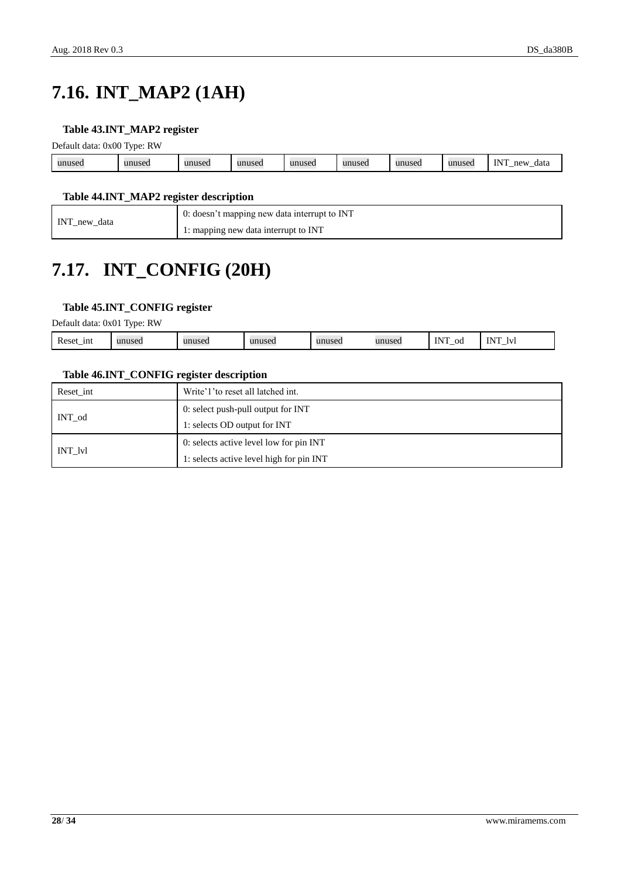# 7.16. INT_MAP2 (1AH)

**Table 43.INT_MAP2 register**

Default data: 0x00 Type: RW

| unused | unused | unused | unused | unused | unused | unused | unused | INT_new_data |
|---|---|---|---|---|---|---|---|---|

**Table 44.INT_MAP2 register description**

| INT_new_data | 0: doesn't mapping new data interrupt to INT<br>1: mapping new data interrupt to INT |
|---|---|

# 7.17. INT_CONFIG (20H)

**Table 45.INT_CONFIG register**

Default data: 0x01 Type: RW

| Reset_int | unused | unused | unused | unused | unused | INT_od | INT_lvl |
|---|---|---|---|---|---|---|---|

**Table 46.INT_CONFIG register description**

| Reset_int | Write'1'to reset all latched int. |
|---|---|
| INT_od | 0: select push-pull output for INT<br>1: selects OD output for INT |
| INT_lvl | 0: selects active level low for pin INT<br>1: selects active level high for pin INT |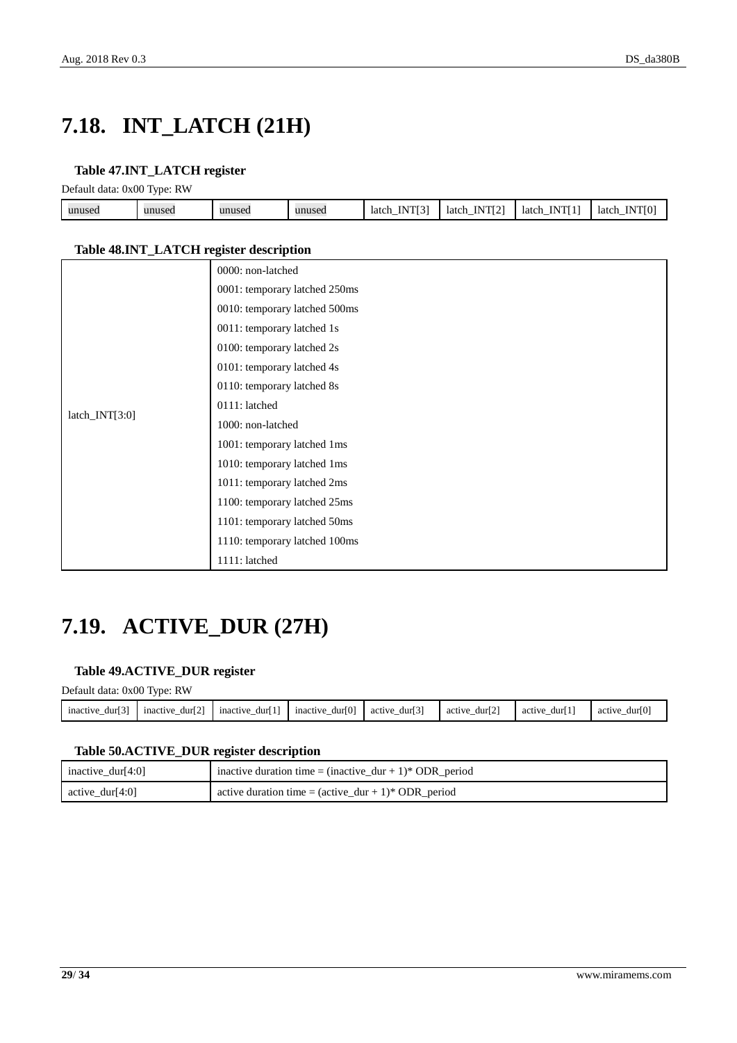# 7.18. INT_LATCH (21H)

**Table 47.INT_LATCH register**

Default data: 0x00 Type: RW

| unused | unused | unused | unused | latch_INT[3] | latch_INT[2] | latch_INT[1] | latch_INT[0] |
|---|---|---|---|---|---|---|---|

**Table 48.INT_LATCH register description**

| | |
|---|---|
| latch_INT[3:0] | 0000: non-latched<br>0001: temporary latched 250ms<br>0010: temporary latched 500ms<br>0011: temporary latched 1s<br>0100: temporary latched 2s<br>0101: temporary latched 4s<br>0110: temporary latched 8s<br>0111: latched<br>1000: non-latched<br>1001: temporary latched 1ms<br>1010: temporary latched 1ms<br>1011: temporary latched 2ms<br>1100: temporary latched 25ms<br>1101: temporary latched 50ms<br>1110: temporary latched 100ms<br>1111: latched |

# 7.19. ACTIVE_DUR (27H)

**Table 49.ACTIVE_DUR register**

Default data: 0x00 Type: RW

| inactive_dur[3] | inactive_dur[2] | inactive_dur[1] | inactive_dur[0] | active_dur[3] | active_dur[2] | active_dur[1] | active_dur[0] |
|---|---|---|---|---|---|---|---|

**Table 50.ACTIVE_DUR register description**

| | |
|---|---|
| inactive_dur[4:0] | inactive duration time = (inactive_dur + 1)* ODR_period |
| active_dur[4:0] | active duration time = (active_dur + 1)* ODR_period |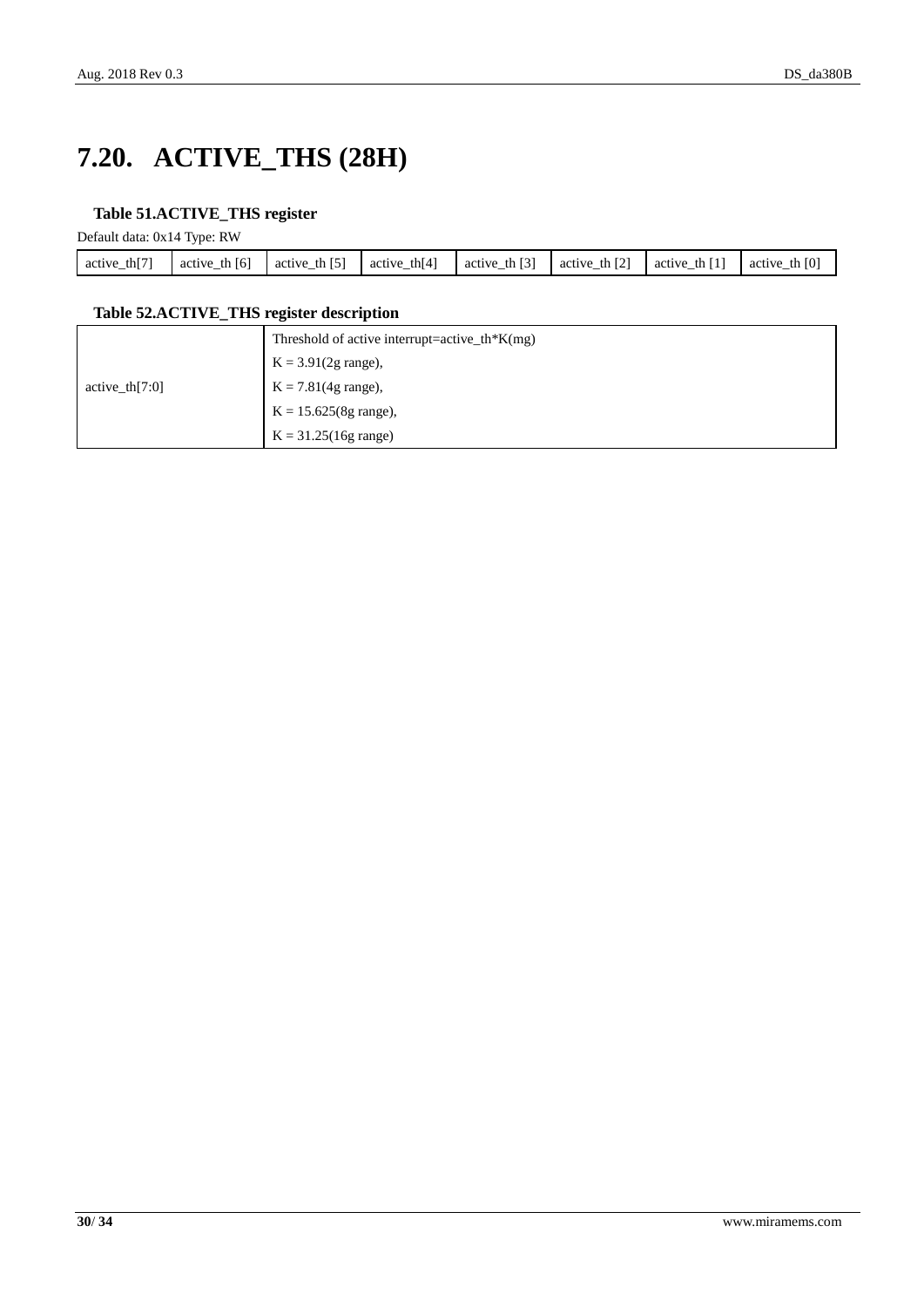# 7.20. ACTIVE_THS (28H)

**Table 51.ACTIVE_THS register**

Default data: 0x14 Type: RW

| active_th[7] | active_th [6] | active_th [5] | active_th[4] | active_th [3] | active_th [2] | active_th [1] | active_th [0] |
|---|---|---|---|---|---|---|---|

**Table 52.ACTIVE_THS register description**

| | |
|---|---|
| active_th[7:0] | Threshold of active interrupt=active_th*K(mg)<br>K = 3.91(2g range),<br>K = 7.81(4g range),<br>K = 15.625(8g range),<br>K = 31.25(16g range) |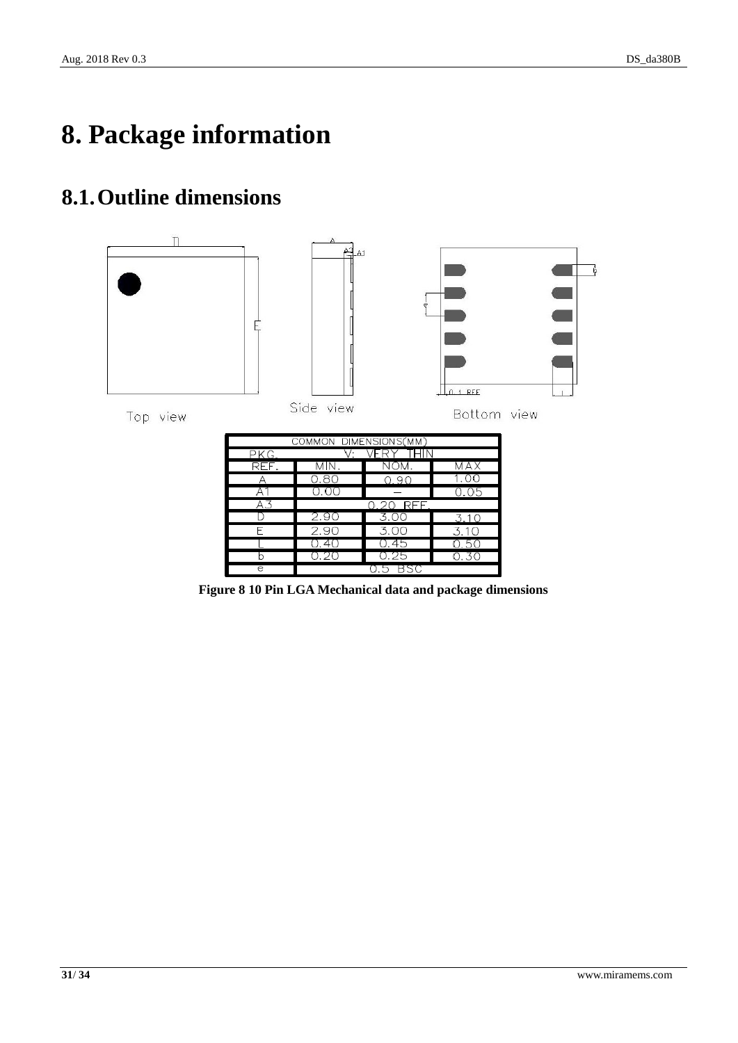# 8. Package information

## 8.1. Outline dimensions

| COMMON DIMENSIONS(MM) | | | |
|---|---|---|---|
| PKG. | V: VERY THIN | | |
| REF. | MIN. | NOM. | MAX |
| A | 0.80 | 0.90 | 1.00 |
| A1 | 0.00 | — | 0.05 |
| A3 | 0.20 REF. | | |
| D | 2.90 | 3.00 | 3.10 |
| E | 2.90 | 3.00 | 3.10 |
| L | 0.40 | 0.45 | 0.50 |
| b | 0.20 | 0.25 | 0.30 |
| e | 0.5 BSC | | |

**Figure 8 10 Pin LGA Mechanical data and package dimensions**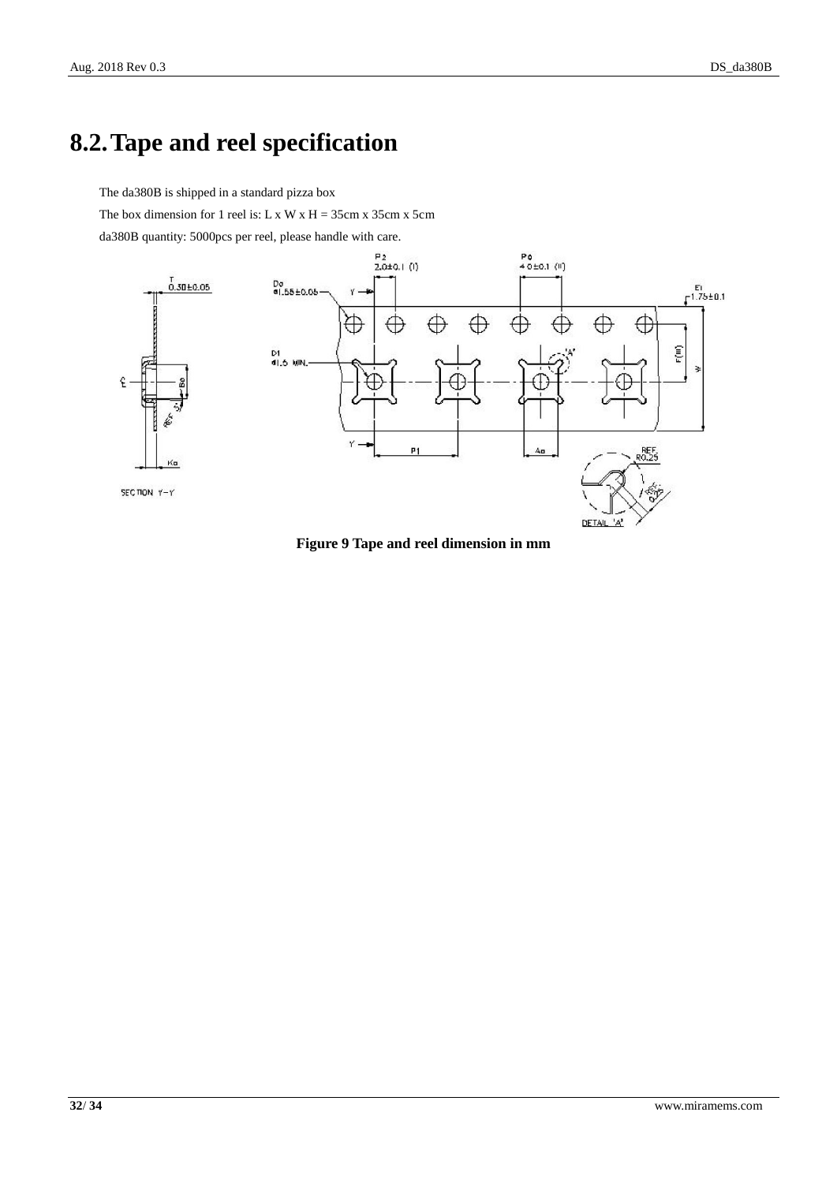# 8.2. Tape and reel specification

The da380B is shipped in a standard pizza box

The box dimension for 1 reel is: L x W x H = 35cm x 35cm x 5cm

da380B quantity: 5000pcs per reel, please handle with care.

**Figure 9 Tape and reel dimension in mm**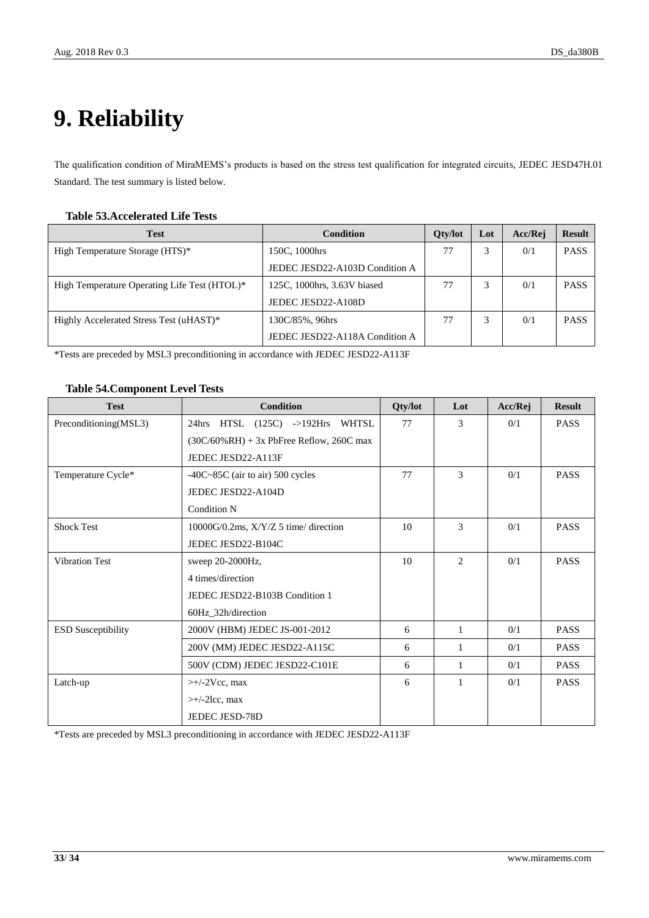# 9. Reliability

The qualification condition of MiraMEMS's products is based on the stress test qualification for integrated circuits, JEDEC JESD47H.01 Standard. The test summary is listed below.

**Table 53.Accelerated Life Tests**

| Test | Condition | Qty/lot | Lot | Acc/Rej | Result |
|---|---|---|---|---|---|
| High Temperature Storage (HTS)* | 150C, 1000hrs<br>JEDEC JESD22-A103D Condition A | 77 | 3 | 0/1 | PASS |
| High Temperature Operating Life Test (HTOL)* | 125C, 1000hrs, 3.63V biased<br>JEDEC JESD22-A108D | 77 | 3 | 0/1 | PASS |
| Highly Accelerated Stress Test (uHAST)* | 130C/85%, 96hrs<br>JEDEC JESD22-A118A Condition A | 77 | 3 | 0/1 | PASS |

*Tests are preceded by MSL3 preconditioning in accordance with JEDEC JESD22-A113F

**Table 54.Component Level Tests**

| Test | Condition | Qty/lot | Lot | Acc/Rej | Result |
|---|---|---|---|---|---|
| Preconditioning(MSL3) | 24hrs HTSL (125C) ->192Hrs WHTSL (30C/60%RH) + 3x PbFree Reflow, 260C max<br>JEDEC JESD22-A113F | 77 | 3 | 0/1 | PASS |
| Temperature Cycle* | -40C~85C (air to air) 500 cycles<br>JEDEC JESD22-A104D<br>Condition N | 77 | 3 | 0/1 | PASS |
| Shock Test | 10000G/0.2ms, X/Y/Z 5 time/ direction<br>JEDEC JESD22-B104C | 10 | 3 | 0/1 | PASS |
| Vibration Test | sweep 20-2000Hz,<br>4 times/direction<br>JEDEC JESD22-B103B Condition 1<br>60Hz_32h/direction | 10 | 2 | 0/1 | PASS |
| ESD Susceptibility | 2000V (HBM) JEDEC JS-001-2012 | 6 | 1 | 0/1 | PASS |
| | 200V (MM) JEDEC JESD22-A115C | 6 | 1 | 0/1 | PASS |
| | 500V (CDM) JEDEC JESD22-C101E | 6 | 1 | 0/1 | PASS |
| Latch-up | >+/-2Vcc, max<br>>+/-2Icc, max<br>JEDEC JESD-78D | 6 | 1 | 0/1 | PASS |

*Tests are preceded by MSL3 preconditioning in accordance with JEDEC JESD22-A113F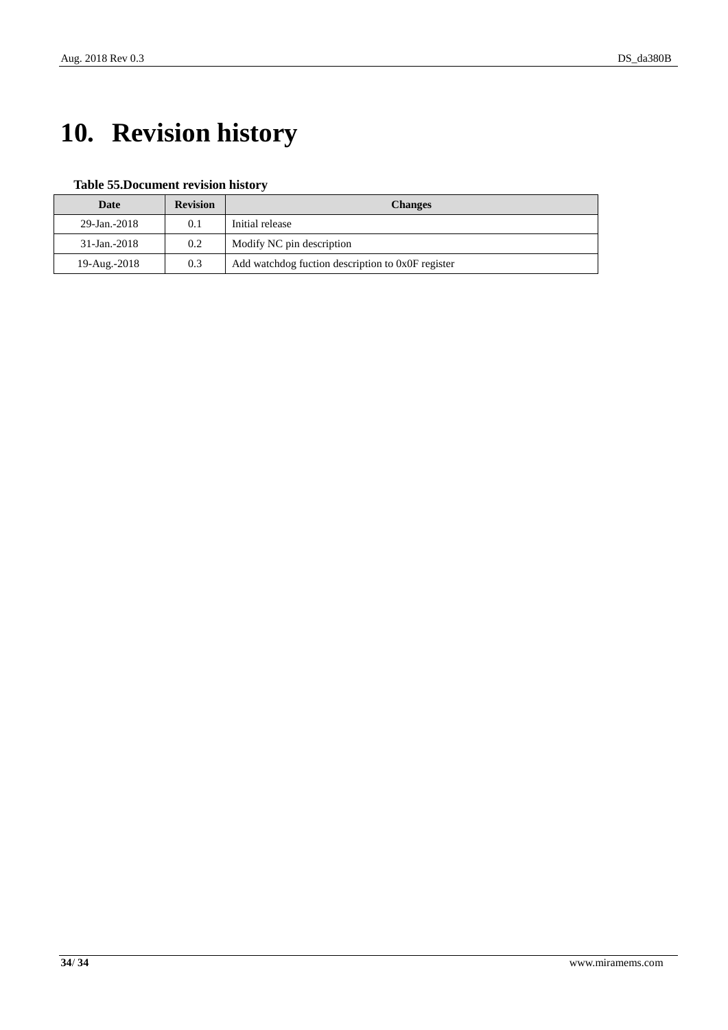# 10. Revision history

**Table 55.Document revision history**

| Date | Revision | Changes |
|---|---|---|
| 29-Jan.-2018 | 0.1 | Initial release |
| 31-Jan.-2018 | 0.2 | Modify NC pin description |
| 19-Aug.-2018 | 0.3 | Add watchdog fuction description to 0x0F register |